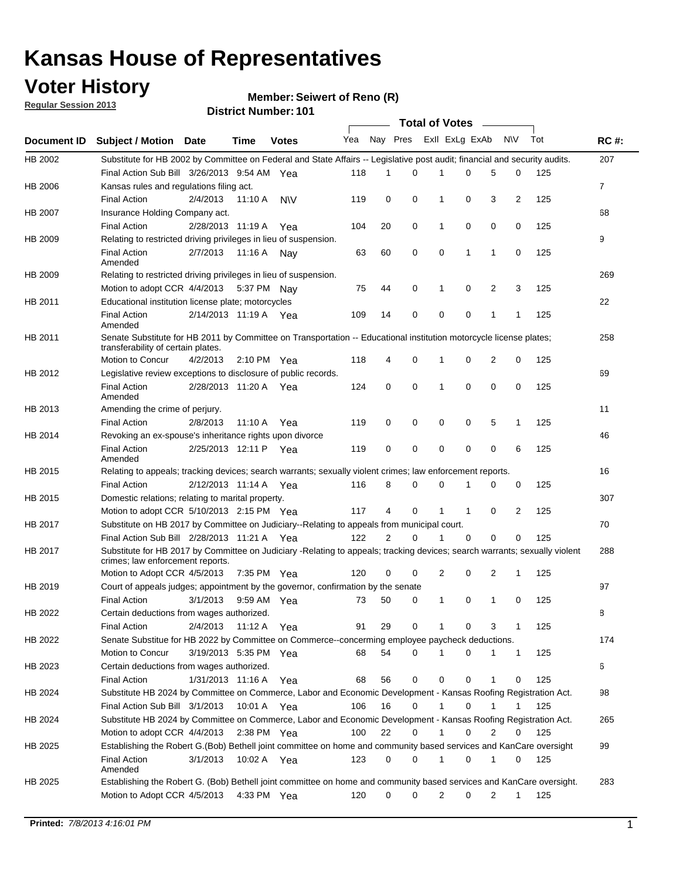# Kansas House of Representatives

# Voter History

**Regular Session 2013**

**Member: Seiwert of Reno (R)**

**District Number: 101**

| Document ID | Subject / Motion | Date | Time | Votes | Yea | Nay | Pres | ExII | ExLg | ExAb | N\V | Tot | RC #: |
|---|---|---|---|---|---|---|---|---|---|---|---|---|---|
| HB 2002 | Substitute for HB 2002 by Committee on Federal and State Affairs -- Legislative post audit; financial and security audits. | | | | | | | | | | | | 207 |
| | Final Action Sub Bill | 3/26/2013 | 9:54 AM | Yea | 118 | 1 | 0 | 1 | 0 | 5 | 0 | 125 | |
| HB 2006 | Kansas rules and regulations filing act. | | | | | | | | | | | | 7 |
| | Final Action | 2/4/2013 | 11:10 A | N\V | 119 | 0 | 0 | 1 | 0 | 3 | 2 | 125 | |
| HB 2007 | Insurance Holding Company act. | | | | | | | | | | | | 68 |
| | Final Action | 2/28/2013 | 11:19 A | Yea | 104 | 20 | 0 | 1 | 0 | 0 | 0 | 125 | |
| HB 2009 | Relating to restricted driving privileges in lieu of suspension. | | | | | | | | | | | | 9 |
| | Final Action Amended | 2/7/2013 | 11:16 A | Nay | 63 | 60 | 0 | 0 | 1 | 1 | 0 | 125 | |
| HB 2009 | Relating to restricted driving privileges in lieu of suspension. | | | | | | | | | | | | 269 |
| | Motion to adopt CCR | 4/4/2013 | 5:37 PM | Nay | 75 | 44 | 0 | 1 | 0 | 2 | 3 | 125 | |
| HB 2011 | Educational institution license plate; motorcycles | | | | | | | | | | | | 22 |
| | Final Action Amended | 2/14/2013 | 11:19 A | Yea | 109 | 14 | 0 | 0 | 0 | 1 | 1 | 125 | |
| HB 2011 | Senate Substitute for HB 2011 by Committee on Transportation -- Educational institution motorcycle license plates; transferability of certain plates. | | | | | | | | | | | | 258 |
| | Motion to Concur | 4/2/2013 | 2:10 PM | Yea | 118 | 4 | 0 | 1 | 0 | 2 | 0 | 125 | |
| HB 2012 | Legislative review exceptions to disclosure of public records. | | | | | | | | | | | | 69 |
| | Final Action Amended | 2/28/2013 | 11:20 A | Yea | 124 | 0 | 0 | 1 | 0 | 0 | 0 | 125 | |
| HB 2013 | Amending the crime of perjury. | | | | | | | | | | | | 11 |
| | Final Action | 2/8/2013 | 11:10 A | Yea | 119 | 0 | 0 | 0 | 0 | 5 | 1 | 125 | |
| HB 2014 | Revoking an ex-spouse's inheritance rights upon divorce | | | | | | | | | | | | 46 |
| | Final Action Amended | 2/25/2013 | 12:11 P | Yea | 119 | 0 | 0 | 0 | 0 | 0 | 6 | 125 | |
| HB 2015 | Relating to appeals; tracking devices; search warrants; sexually violent crimes; law enforcement reports. | | | | | | | | | | | | 16 |
| | Final Action | 2/12/2013 | 11:14 A | Yea | 116 | 8 | 0 | 0 | 1 | 0 | 0 | 125 | |
| HB 2015 | Domestic relations; relating to marital property. | | | | | | | | | | | | 307 |
| | Motion to adopt CCR | 5/10/2013 | 2:15 PM | Yea | 117 | 4 | 0 | 1 | 1 | 0 | 2 | 125 | |
| HB 2017 | Substitute on HB 2017 by Committee on Judiciary--Relating to appeals from municipal court. | | | | | | | | | | | | 70 |
| | Final Action Sub Bill | 2/28/2013 | 11:21 A | Yea | 122 | 2 | 0 | 1 | 0 | 0 | 0 | 125 | |
| HB 2017 | Substitute for HB 2017 by Committee on Judiciary -Relating to appeals; tracking devices; search warrants; sexually violent crimes; law enforcement reports. | | | | | | | | | | | | 288 |
| | Motion to Adopt CCR | 4/5/2013 | 7:35 PM | Yea | 120 | 0 | 0 | 2 | 0 | 2 | 1 | 125 | |
| HB 2019 | Court of appeals judges; appointment by the governor, confirmation by the senate | | | | | | | | | | | | 97 |
| | Final Action | 3/1/2013 | 9:59 AM | Yea | 73 | 50 | 0 | 1 | 0 | 1 | 0 | 125 | |
| HB 2022 | Certain deductions from wages authorized. | | | | | | | | | | | | 8 |
| | Final Action | 2/4/2013 | 11:12 A | Yea | 91 | 29 | 0 | 1 | 0 | 3 | 1 | 125 | |
| HB 2022 | Senate Substitue for HB 2022 by Committee on Commerce--concerning employee paycheck deductions. | | | | | | | | | | | | 174 |
| | Motion to Concur | 3/19/2013 | 5:35 PM | Yea | 68 | 54 | 0 | 1 | 0 | 1 | 1 | 125 | |
| HB 2023 | Certain deductions from wages authorized. | | | | | | | | | | | | 6 |
| | Final Action | 1/31/2013 | 11:16 A | Yea | 68 | 56 | 0 | 0 | 0 | 1 | 0 | 125 | |
| HB 2024 | Substitute HB 2024 by Committee on Commerce, Labor and Economic Development - Kansas Roofing Registration Act. | | | | | | | | | | | | 98 |
| | Final Action Sub Bill | 3/1/2013 | 10:01 A | Yea | 106 | 16 | 0 | 1 | 0 | 1 | 1 | 125 | |
| HB 2024 | Substitute HB 2024 by Committee on Commerce, Labor and Economic Development - Kansas Roofing Registration Act. | | | | | | | | | | | | 265 |
| | Motion to adopt CCR | 4/4/2013 | 2:38 PM | Yea | 100 | 22 | 0 | 1 | 0 | 2 | 0 | 125 | |
| HB 2025 | Establishing the Robert G.(Bob) Bethell joint committee on home and community based services and KanCare oversight | | | | | | | | | | | | 99 |
| | Final Action Amended | 3/1/2013 | 10:02 A | Yea | 123 | 0 | 0 | 1 | 0 | 1 | 0 | 125 | |
| HB 2025 | Establishing the Robert G. (Bob) Bethell joint committee on home and community based services and KanCare oversight. | | | | | | | | | | | | 283 |
| | Motion to Adopt CCR | 4/5/2013 | 4:33 PM | Yea | 120 | 0 | 0 | 2 | 0 | 2 | 1 | 125 | |

**Printed:** *7/8/2013 4:16:01 PM*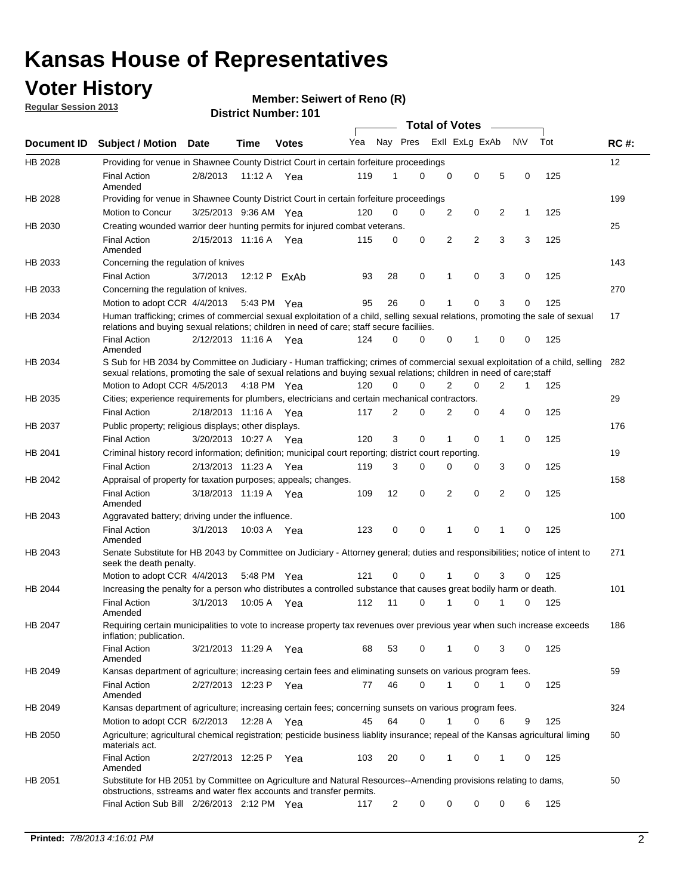# Kansas House of Representatives

## Voter History

**Regular Session 2013**

**Member: Seiwert of Reno (R)**

**District Number: 101**

| Document ID | Subject / Motion | Date | Time | Votes | Yea | Nay | Pres | ExII | ExLg | ExAb | N\V | Tot | RC #: |
|---|---|---|---|---|---|---|---|---|---|---|---|---|---|
| HB 2028 | Providing for venue in Shawnee County District Court in certain forfeiture proceedings | | | | | | | | | | | | 12 |
| | Final Action Amended | 2/8/2013 | 11:12 A | Yea | 119 | 1 | 0 | 0 | 0 | 5 | 0 | 125 | |
| HB 2028 | Providing for venue in Shawnee County District Court in certain forfeiture proceedings | | | | | | | | | | | | 199 |
| | Motion to Concur | 3/25/2013 | 9:36 AM | Yea | 120 | 0 | 0 | 2 | 0 | 2 | 1 | 125 | |
| HB 2030 | Creating wounded warrior deer hunting permits for injured combat veterans. | | | | | | | | | | | | 25 |
| | Final Action Amended | 2/15/2013 | 11:16 A | Yea | 115 | 0 | 0 | 2 | 2 | 3 | 3 | 125 | |
| HB 2033 | Concerning the regulation of knives | | | | | | | | | | | | 143 |
| | Final Action | 3/7/2013 | 12:12 P | ExAb | 93 | 28 | 0 | 1 | 0 | 3 | 0 | 125 | |
| HB 2033 | Concerning the regulation of knives. | | | | | | | | | | | | 270 |
| | Motion to adopt CCR | 4/4/2013 | 5:43 PM | Yea | 95 | 26 | 0 | 1 | 0 | 3 | 0 | 125 | |
| HB 2034 | Human trafficking; crimes of commercial sexual exploitation of a child, selling sexual relations, promoting the sale of sexual relations and buying sexual relations; children in need of care; staff secure faciliies. | | | | | | | | | | | | 17 |
| | Final Action Amended | 2/12/2013 | 11:16 A | Yea | 124 | 0 | 0 | 0 | 1 | 0 | 0 | 125 | |
| HB 2034 | S Sub for HB 2034 by Committee on Judiciary - Human trafficking; crimes of commercial sexual exploitation of a child, selling sexual relations, promoting the sale of sexual relations and buying sexual relations; children in need of care;staff | | | | | | | | | | | | 282 |
| | Motion to Adopt CCR | 4/5/2013 | 4:18 PM | Yea | 120 | 0 | 0 | 2 | 0 | 2 | 1 | 125 | |
| HB 2035 | Cities; experience requirements for plumbers, electricians and certain mechanical contractors. | | | | | | | | | | | | 29 |
| | Final Action | 2/18/2013 | 11:16 A | Yea | 117 | 2 | 0 | 2 | 0 | 4 | 0 | 125 | |
| HB 2037 | Public property; religious displays; other displays. | | | | | | | | | | | | 176 |
| | Final Action | 3/20/2013 | 10:27 A | Yea | 120 | 3 | 0 | 1 | 0 | 1 | 0 | 125 | |
| HB 2041 | Criminal history record information; definition; municipal court reporting; district court reporting. | | | | | | | | | | | | 19 |
| | Final Action | 2/13/2013 | 11:23 A | Yea | 119 | 3 | 0 | 0 | 0 | 3 | 0 | 125 | |
| HB 2042 | Appraisal of property for taxation purposes; appeals; changes. | | | | | | | | | | | | 158 |
| | Final Action Amended | 3/18/2013 | 11:19 A | Yea | 109 | 12 | 0 | 2 | 0 | 2 | 0 | 125 | |
| HB 2043 | Aggravated battery; driving under the influence. | | | | | | | | | | | | 100 |
| | Final Action Amended | 3/1/2013 | 10:03 A | Yea | 123 | 0 | 0 | 1 | 0 | 1 | 0 | 125 | |
| HB 2043 | Senate Substitute for HB 2043 by Committee on Judiciary - Attorney general; duties and responsibilities; notice of intent to seek the death penalty. | | | | | | | | | | | | 271 |
| | Motion to adopt CCR | 4/4/2013 | 5:48 PM | Yea | 121 | 0 | 0 | 1 | 0 | 3 | 0 | 125 | |
| HB 2044 | Increasing the penalty for a person who distributes a controlled substance that causes great bodily harm or death. | | | | | | | | | | | | 101 |
| | Final Action Amended | 3/1/2013 | 10:05 A | Yea | 112 | 11 | 0 | 1 | 0 | 1 | 0 | 125 | |
| HB 2047 | Requiring certain municipalities to vote to increase property tax revenues over previous year when such increase exceeds inflation; publication. | | | | | | | | | | | | 186 |
| | Final Action Amended | 3/21/2013 | 11:29 A | Yea | 68 | 53 | 0 | 1 | 0 | 3 | 0 | 125 | |
| HB 2049 | Kansas department of agriculture; increasing certain fees and eliminating sunsets on various program fees. | | | | | | | | | | | | 59 |
| | Final Action Amended | 2/27/2013 | 12:23 P | Yea | 77 | 46 | 0 | 1 | 0 | 1 | 0 | 125 | |
| HB 2049 | Kansas department of agriculture; increasing certain fees; concerning sunsets on various program fees. | | | | | | | | | | | | 324 |
| | Motion to adopt CCR | 6/2/2013 | 12:28 A | Yea | 45 | 64 | 0 | 1 | 0 | 6 | 9 | 125 | |
| HB 2050 | Agriculture; agricultural chemical registration; pesticide business liablity insurance; repeal of the Kansas agricultural liming materials act. | | | | | | | | | | | | 60 |
| | Final Action Amended | 2/27/2013 | 12:25 P | Yea | 103 | 20 | 0 | 1 | 0 | 1 | 0 | 125 | |
| HB 2051 | Substitute for HB 2051 by Committee on Agriculture and Natural Resources--Amending provisions relating to dams, obstructions, sstreams and water flex accounts and transfer permits. | | | | | | | | | | | | 50 |
| | Final Action Sub Bill | 2/26/2013 | 2:12 PM | Yea | 117 | 2 | 0 | 0 | 0 | 0 | 6 | 125 | |

**Printed:** *7/8/2013 4:16:01 PM*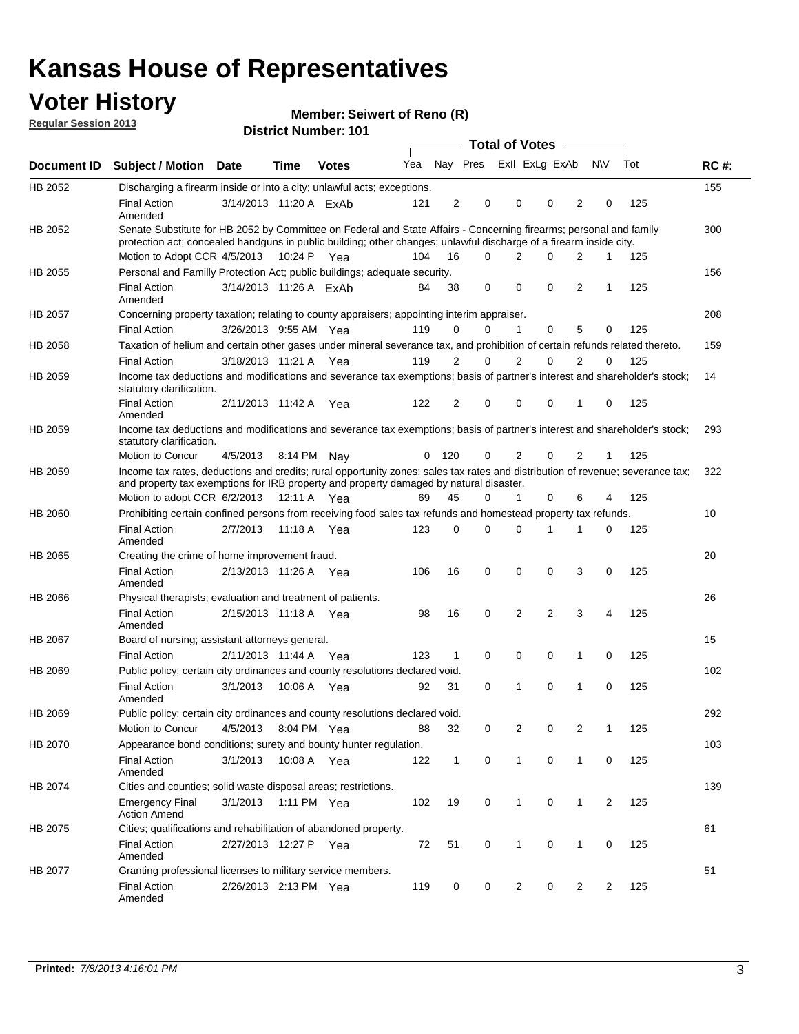# Kansas House of Representatives

## Voter History

**Regular Session 2013**

**Member: Seiwert of Reno (R)**

**District Number: 101**

| Document ID | Subject / Motion | Date | Time | Votes | Yea | Nay | Pres | ExII | ExLg | ExAb | N\V | Tot | RC #: |
|---|---|---|---|---|---|---|---|---|---|---|---|---|---|
| HB 2052 | Discharging a firearm inside or into a city; unlawful acts; exceptions. | | | | | | | | | | | | 155 |
| | Final Action Amended | 3/14/2013 | 11:20 A | ExAb | 121 | 2 | 0 | 0 | 0 | 2 | 0 | 125 | |
| HB 2052 | Senate Substitute for HB 2052 by Committee on Federal and State Affairs - Concerning firearms; personal and family protection act; concealed handguns in public building; other changes; unlawful discharge of a firearm inside city. | | | | | | | | | | | | 300 |
| | Motion to Adopt CCR | 4/5/2013 | 10:24 P | Yea | 104 | 16 | 0 | 2 | 0 | 2 | 1 | 125 | |
| HB 2055 | Personal and Familly Protection Act; public buildings; adequate security. | | | | | | | | | | | | 156 |
| | Final Action Amended | 3/14/2013 | 11:26 A | ExAb | 84 | 38 | 0 | 0 | 0 | 2 | 1 | 125 | |
| HB 2057 | Concerning property taxation; relating to county appraisers; appointing interim appraiser. | | | | | | | | | | | | 208 |
| | Final Action | 3/26/2013 | 9:55 AM | Yea | 119 | 0 | 0 | 1 | 0 | 5 | 0 | 125 | |
| HB 2058 | Taxation of helium and certain other gases under mineral severance tax, and prohibition of certain refunds related thereto. | | | | | | | | | | | | 159 |
| | Final Action | 3/18/2013 | 11:21 A | Yea | 119 | 2 | 0 | 2 | 0 | 2 | 0 | 125 | |
| HB 2059 | Income tax deductions and modifications and severance tax exemptions; basis of partner's interest and shareholder's stock; statutory clarification. | | | | | | | | | | | | 14 |
| | Final Action Amended | 2/11/2013 | 11:42 A | Yea | 122 | 2 | 0 | 0 | 0 | 1 | 0 | 125 | |
| HB 2059 | Income tax deductions and modifications and severance tax exemptions; basis of partner's interest and shareholder's stock; statutory clarification. | | | | | | | | | | | | 293 |
| | Motion to Concur | 4/5/2013 | 8:14 PM | Nay | 0 | 120 | 0 | 2 | 0 | 2 | 1 | 125 | |
| HB 2059 | Income tax rates, deductions and credits; rural opportunity zones; sales tax rates and distribution of revenue; severance tax; and property tax exemptions for IRB property and property damaged by natural disaster. | | | | | | | | | | | | 322 |
| | Motion to adopt CCR | 6/2/2013 | 12:11 A | Yea | 69 | 45 | 0 | 1 | 0 | 6 | 4 | 125 | |
| HB 2060 | Prohibiting certain confined persons from receiving food sales tax refunds and homestead property tax refunds. | | | | | | | | | | | | 10 |
| | Final Action Amended | 2/7/2013 | 11:18 A | Yea | 123 | 0 | 0 | 0 | 1 | 1 | 0 | 125 | |
| HB 2065 | Creating the crime of home improvement fraud. | | | | | | | | | | | | 20 |
| | Final Action Amended | 2/13/2013 | 11:26 A | Yea | 106 | 16 | 0 | 0 | 0 | 3 | 0 | 125 | |
| HB 2066 | Physical therapists; evaluation and treatment of patients. | | | | | | | | | | | | 26 |
| | Final Action Amended | 2/15/2013 | 11:18 A | Yea | 98 | 16 | 0 | 2 | 2 | 3 | 4 | 125 | |
| HB 2067 | Board of nursing; assistant attorneys general. | | | | | | | | | | | | 15 |
| | Final Action | 2/11/2013 | 11:44 A | Yea | 123 | 1 | 0 | 0 | 0 | 1 | 0 | 125 | |
| HB 2069 | Public policy; certain city ordinances and county resolutions declared void. | | | | | | | | | | | | 102 |
| | Final Action Amended | 3/1/2013 | 10:06 A | Yea | 92 | 31 | 0 | 1 | 0 | 1 | 0 | 125 | |
| HB 2069 | Public policy; certain city ordinances and county resolutions declared void. | | | | | | | | | | | | 292 |
| | Motion to Concur | 4/5/2013 | 8:04 PM | Yea | 88 | 32 | 0 | 2 | 0 | 2 | 1 | 125 | |
| HB 2070 | Appearance bond conditions; surety and bounty hunter regulation. | | | | | | | | | | | | 103 |
| | Final Action Amended | 3/1/2013 | 10:08 A | Yea | 122 | 1 | 0 | 1 | 0 | 1 | 0 | 125 | |
| HB 2074 | Cities and counties; solid waste disposal areas; restrictions. | | | | | | | | | | | | 139 |
| | Emergency Final Action Amend | 3/1/2013 | 1:11 PM | Yea | 102 | 19 | 0 | 1 | 0 | 1 | 2 | 125 | |
| HB 2075 | Cities; qualifications and rehabilitation of abandoned property. | | | | | | | | | | | | 61 |
| | Final Action Amended | 2/27/2013 | 12:27 P | Yea | 72 | 51 | 0 | 1 | 0 | 1 | 0 | 125 | |
| HB 2077 | Granting professional licenses to military service members. | | | | | | | | | | | | 51 |
| | Final Action Amended | 2/26/2013 | 2:13 PM | Yea | 119 | 0 | 0 | 2 | 0 | 2 | 2 | 125 | |

**Printed:** *7/8/2013 4:16:01 PM*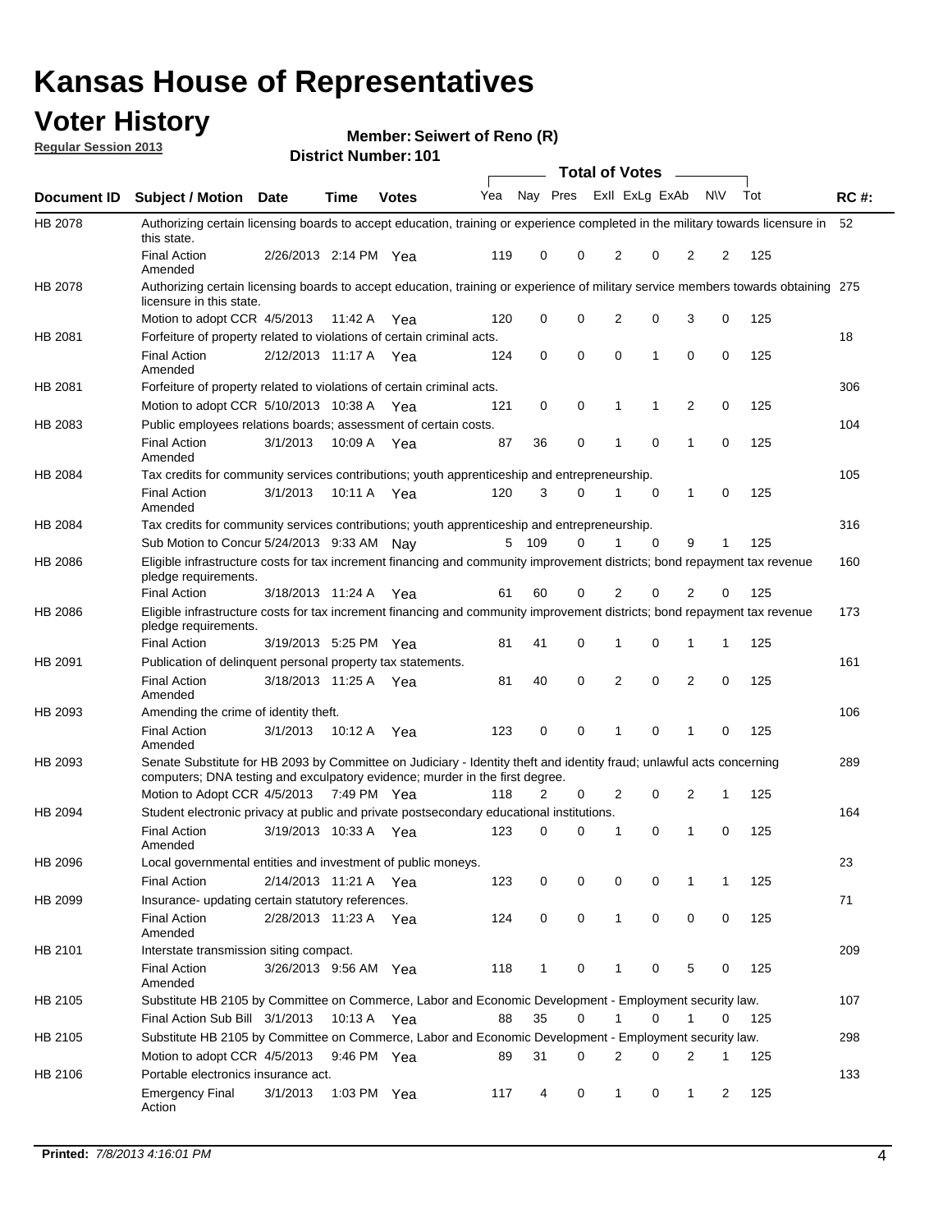# Kansas House of Representatives

## Voter History

**Regular Session 2013**

**Member: Seiwert of Reno (R)**

**District Number: 101**

| Document ID | Subject / Motion | Date | Time | Votes | Yea | Nay | Pres | ExII | ExLg | ExAb | N\V | Tot | RC #: |
|---|---|---|---|---|---|---|---|---|---|---|---|---|---|
| HB 2078 | Authorizing certain licensing boards to accept education, training or experience completed in the military towards licensure in this state. | | | | | | | | | | | | 52 |
| | Final Action Amended | 2/26/2013 | 2:14 PM | Yea | 119 | 0 | 0 | 2 | 0 | 2 | 2 | 125 | |
| HB 2078 | Authorizing certain licensing boards to accept education, training or experience of military service members towards obtaining licensure in this state. | | | | | | | | | | | | 275 |
| | Motion to adopt CCR | 4/5/2013 | 11:42 A | Yea | 120 | 0 | 0 | 2 | 0 | 3 | 0 | 125 | |
| HB 2081 | Forfeiture of property related to violations of certain criminal acts. | | | | | | | | | | | | 18 |
| | Final Action Amended | 2/12/2013 | 11:17 A | Yea | 124 | 0 | 0 | 0 | 1 | 0 | 0 | 125 | |
| HB 2081 | Forfeiture of property related to violations of certain criminal acts. | | | | | | | | | | | | 306 |
| | Motion to adopt CCR | 5/10/2013 | 10:38 A | Yea | 121 | 0 | 0 | 1 | 1 | 2 | 0 | 125 | |
| HB 2083 | Public employees relations boards; assessment of certain costs. | | | | | | | | | | | | 104 |
| | Final Action Amended | 3/1/2013 | 10:09 A | Yea | 87 | 36 | 0 | 1 | 0 | 1 | 0 | 125 | |
| HB 2084 | Tax credits for community services contributions; youth apprenticeship and entrepreneurship. | | | | | | | | | | | | 105 |
| | Final Action Amended | 3/1/2013 | 10:11 A | Yea | 120 | 3 | 0 | 1 | 0 | 1 | 0 | 125 | |
| HB 2084 | Tax credits for community services contributions; youth apprenticeship and entrepreneurship. | | | | | | | | | | | | 316 |
| | Sub Motion to Concur | 5/24/2013 | 9:33 AM | Nay | 5 | 109 | 0 | 1 | 0 | 9 | 1 | 125 | |
| HB 2086 | Eligible infrastructure costs for tax increment financing and community improvement districts; bond repayment tax revenue pledge requirements. | | | | | | | | | | | | 160 |
| | Final Action | 3/18/2013 | 11:24 A | Yea | 61 | 60 | 0 | 2 | 0 | 2 | 0 | 125 | |
| HB 2086 | Eligible infrastructure costs for tax increment financing and community improvement districts; bond repayment tax revenue pledge requirements. | | | | | | | | | | | | 173 |
| | Final Action | 3/19/2013 | 5:25 PM | Yea | 81 | 41 | 0 | 1 | 0 | 1 | 1 | 125 | |
| HB 2091 | Publication of delinquent personal property tax statements. | | | | | | | | | | | | 161 |
| | Final Action Amended | 3/18/2013 | 11:25 A | Yea | 81 | 40 | 0 | 2 | 0 | 2 | 0 | 125 | |
| HB 2093 | Amending the crime of identity theft. | | | | | | | | | | | | 106 |
| | Final Action Amended | 3/1/2013 | 10:12 A | Yea | 123 | 0 | 0 | 1 | 0 | 1 | 0 | 125 | |
| HB 2093 | Senate Substitute for HB 2093 by Committee on Judiciary - Identity theft and identity fraud; unlawful acts concerning computers; DNA testing and exculpatory evidence; murder in the first degree. | | | | | | | | | | | | 289 |
| | Motion to Adopt CCR | 4/5/2013 | 7:49 PM | Yea | 118 | 2 | 0 | 2 | 0 | 2 | 1 | 125 | |
| HB 2094 | Student electronic privacy at public and private postsecondary educational institutions. | | | | | | | | | | | | 164 |
| | Final Action Amended | 3/19/2013 | 10:33 A | Yea | 123 | 0 | 0 | 1 | 0 | 1 | 0 | 125 | |
| HB 2096 | Local governmental entities and investment of public moneys. | | | | | | | | | | | | 23 |
| | Final Action | 2/14/2013 | 11:21 A | Yea | 123 | 0 | 0 | 0 | 0 | 1 | 1 | 125 | |
| HB 2099 | Insurance- updating certain statutory references. | | | | | | | | | | | | 71 |
| | Final Action Amended | 2/28/2013 | 11:23 A | Yea | 124 | 0 | 0 | 1 | 0 | 0 | 0 | 125 | |
| HB 2101 | Interstate transmission siting compact. | | | | | | | | | | | | 209 |
| | Final Action Amended | 3/26/2013 | 9:56 AM | Yea | 118 | 1 | 0 | 1 | 0 | 5 | 0 | 125 | |
| HB 2105 | Substitute HB 2105 by Committee on Commerce, Labor and Economic Development - Employment security law. | | | | | | | | | | | | 107 |
| | Final Action Sub Bill | 3/1/2013 | 10:13 A | Yea | 88 | 35 | 0 | 1 | 0 | 1 | 0 | 125 | |
| HB 2105 | Substitute HB 2105 by Committee on Commerce, Labor and Economic Development - Employment security law. | | | | | | | | | | | | 298 |
| | Motion to adopt CCR | 4/5/2013 | 9:46 PM | Yea | 89 | 31 | 0 | 2 | 0 | 2 | 1 | 125 | |
| HB 2106 | Portable electronics insurance act. | | | | | | | | | | | | 133 |
| | Emergency Final Action | 3/1/2013 | 1:03 PM | Yea | 117 | 4 | 0 | 1 | 0 | 1 | 2 | 125 | |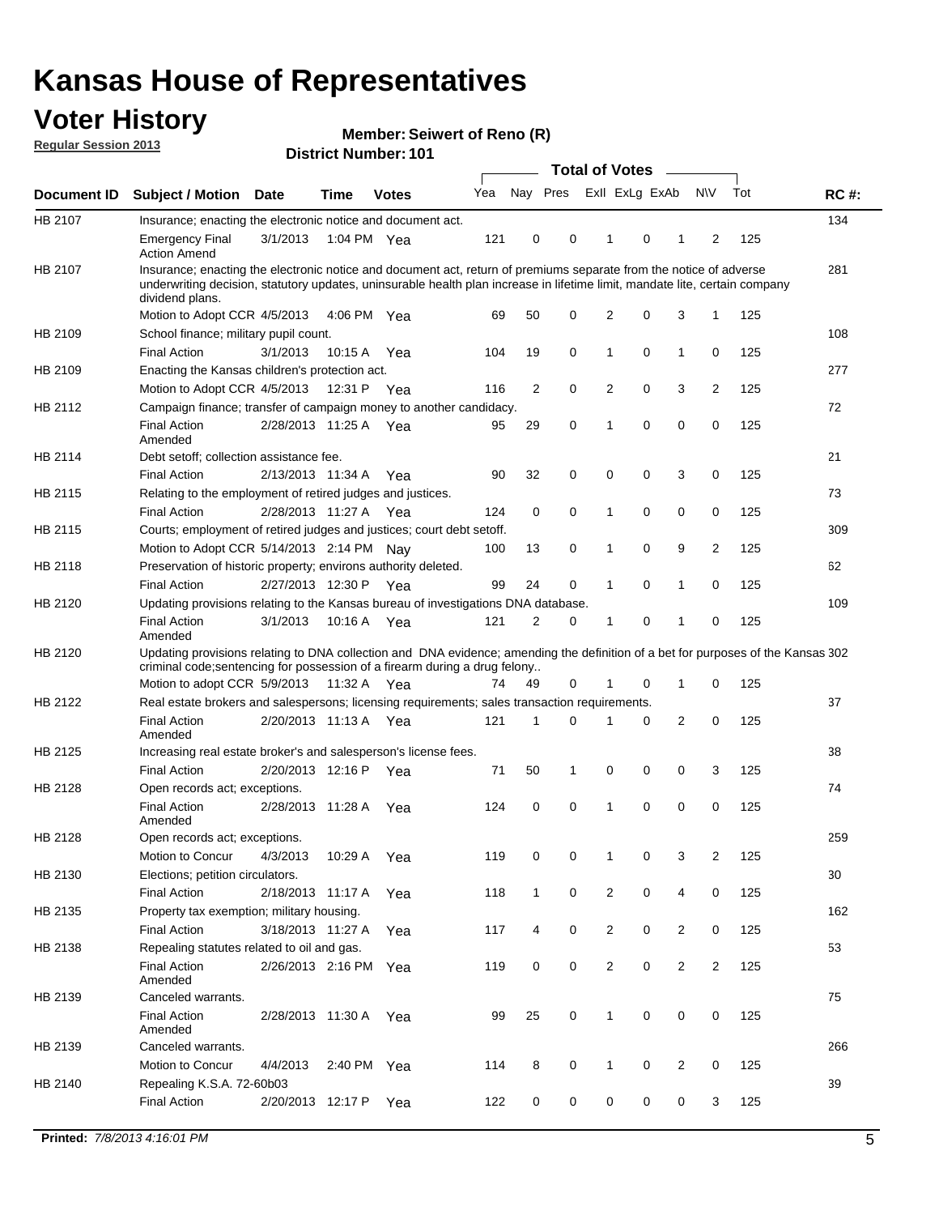# Kansas House of Representatives

## Voter History

**Regular Session 2013**

**Member: Seiwert of Reno (R)**

**District Number: 101**

| Document ID | Subject / Motion | Date | Time | Votes | Yea | Nay | Pres | ExII | ExLg | ExAb | N\V | Tot | RC #: |
|---|---|---|---|---|---|---|---|---|---|---|---|---|---|
| HB 2107 | Insurance; enacting the electronic notice and document act. | | | | | | | | | | | | 134 |
| | Emergency Final Action Amend | 3/1/2013 | 1:04 PM | Yea | 121 | 0 | 0 | 1 | 0 | 1 | 2 | 125 | |
| HB 2107 | Insurance; enacting the electronic notice and document act, return of premiums separate from the notice of adverse underwriting decision, statutory updates, uninsurable health plan increase in lifetime limit, mandate lite, certain company dividend plans. | | | | | | | | | | | | 281 |
| | Motion to Adopt CCR | 4/5/2013 | 4:06 PM | Yea | 69 | 50 | 0 | 2 | 0 | 3 | 1 | 125 | |
| HB 2109 | School finance; military pupil count. | | | | | | | | | | | | 108 |
| | Final Action | 3/1/2013 | 10:15 A | Yea | 104 | 19 | 0 | 1 | 0 | 1 | 0 | 125 | |
| HB 2109 | Enacting the Kansas children's protection act. | | | | | | | | | | | | 277 |
| | Motion to Adopt CCR | 4/5/2013 | 12:31 P | Yea | 116 | 2 | 0 | 2 | 0 | 3 | 2 | 125 | |
| HB 2112 | Campaign finance; transfer of campaign money to another candidacy. | | | | | | | | | | | | 72 |
| | Final Action Amended | 2/28/2013 | 11:25 A | Yea | 95 | 29 | 0 | 1 | 0 | 0 | 0 | 125 | |
| HB 2114 | Debt setoff; collection assistance fee. | | | | | | | | | | | | 21 |
| | Final Action | 2/13/2013 | 11:34 A | Yea | 90 | 32 | 0 | 0 | 0 | 3 | 0 | 125 | |
| HB 2115 | Relating to the employment of retired judges and justices. | | | | | | | | | | | | 73 |
| | Final Action | 2/28/2013 | 11:27 A | Yea | 124 | 0 | 0 | 1 | 0 | 0 | 0 | 125 | |
| HB 2115 | Courts; employment of retired judges and justices; court debt setoff. | | | | | | | | | | | | 309 |
| | Motion to Adopt CCR | 5/14/2013 | 2:14 PM | Nay | 100 | 13 | 0 | 1 | 0 | 9 | 2 | 125 | |
| HB 2118 | Preservation of historic property; environs authority deleted. | | | | | | | | | | | | 62 |
| | Final Action | 2/27/2013 | 12:30 P | Yea | 99 | 24 | 0 | 1 | 0 | 1 | 0 | 125 | |
| HB 2120 | Updating provisions relating to the Kansas bureau of investigations DNA database. | | | | | | | | | | | | 109 |
| | Final Action Amended | 3/1/2013 | 10:16 A | Yea | 121 | 2 | 0 | 1 | 0 | 1 | 0 | 125 | |
| HB 2120 | Updating provisions relating to DNA collection and DNA evidence; amending the definition of a bet for purposes of the Kansas criminal code;sentencing for possession of a firearm during a drug felony.. | | | | | | | | | | | | 302 |
| | Motion to adopt CCR | 5/9/2013 | 11:32 A | Yea | 74 | 49 | 0 | 1 | 0 | 1 | 0 | 125 | |
| HB 2122 | Real estate brokers and salespersons; licensing requirements; sales transaction requirements. | | | | | | | | | | | | 37 |
| | Final Action Amended | 2/20/2013 | 11:13 A | Yea | 121 | 1 | 0 | 1 | 0 | 2 | 0 | 125 | |
| HB 2125 | Increasing real estate broker's and salesperson's license fees. | | | | | | | | | | | | 38 |
| | Final Action | 2/20/2013 | 12:16 P | Yea | 71 | 50 | 1 | 0 | 0 | 0 | 3 | 125 | |
| HB 2128 | Open records act; exceptions. | | | | | | | | | | | | 74 |
| | Final Action Amended | 2/28/2013 | 11:28 A | Yea | 124 | 0 | 0 | 1 | 0 | 0 | 0 | 125 | |
| HB 2128 | Open records act; exceptions. | | | | | | | | | | | | 259 |
| | Motion to Concur | 4/3/2013 | 10:29 A | Yea | 119 | 0 | 0 | 1 | 0 | 3 | 2 | 125 | |
| HB 2130 | Elections; petition circulators. | | | | | | | | | | | | 30 |
| | Final Action | 2/18/2013 | 11:17 A | Yea | 118 | 1 | 0 | 2 | 0 | 4 | 0 | 125 | |
| HB 2135 | Property tax exemption; military housing. | | | | | | | | | | | | 162 |
| | Final Action | 3/18/2013 | 11:27 A | Yea | 117 | 4 | 0 | 2 | 0 | 2 | 0 | 125 | |
| HB 2138 | Repealing statutes related to oil and gas. | | | | | | | | | | | | 53 |
| | Final Action Amended | 2/26/2013 | 2:16 PM | Yea | 119 | 0 | 0 | 2 | 0 | 2 | 2 | 125 | |
| HB 2139 | Canceled warrants. | | | | | | | | | | | | 75 |
| | Final Action Amended | 2/28/2013 | 11:30 A | Yea | 99 | 25 | 0 | 1 | 0 | 0 | 0 | 125 | |
| HB 2139 | Canceled warrants. | | | | | | | | | | | | 266 |
| | Motion to Concur | 4/4/2013 | 2:40 PM | Yea | 114 | 8 | 0 | 1 | 0 | 2 | 0 | 125 | |
| HB 2140 | Repealing K.S.A. 72-60b03 | | | | | | | | | | | | 39 |
| | Final Action | 2/20/2013 | 12:17 P | Yea | 122 | 0 | 0 | 0 | 0 | 0 | 3 | 125 | |

**Printed:** *7/8/2013 4:16:01 PM*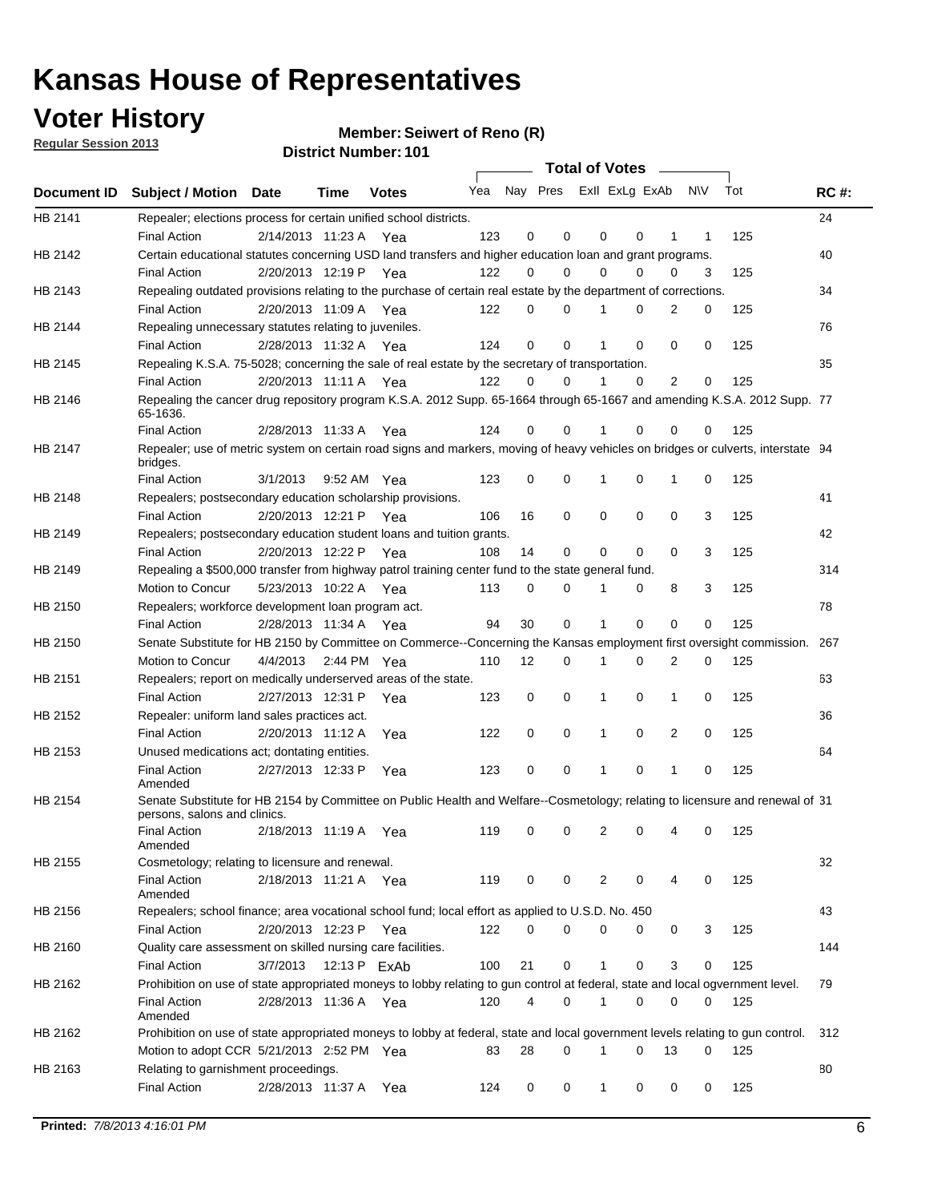# Kansas House of Representatives

## Voter History

**Regular Session 2013**

**Member: Seiwert of Reno (R)**

**District Number: 101**

| Document ID | Subject / Motion | Date | Time | Votes | Yea | Nay | Pres | ExII | ExLg | ExAb | N\V | Tot | RC #: |
|---|---|---|---|---|---|---|---|---|---|---|---|---|---|
| HB 2141 | Repealer; elections process for certain unified school districts. | | | | | | | | | | | | 24 |
| | Final Action | 2/14/2013 | 11:23 A | Yea | 123 | 0 | 0 | 0 | 0 | 1 | 1 | 125 | |
| HB 2142 | Certain educational statutes concerning USD land transfers and higher education loan and grant programs. | | | | | | | | | | | | 40 |
| | Final Action | 2/20/2013 | 12:19 P | Yea | 122 | 0 | 0 | 0 | 0 | 0 | 3 | 125 | |
| HB 2143 | Repealing outdated provisions relating to the purchase of certain real estate by the department of corrections. | | | | | | | | | | | | 34 |
| | Final Action | 2/20/2013 | 11:09 A | Yea | 122 | 0 | 0 | 1 | 0 | 2 | 0 | 125 | |
| HB 2144 | Repealing unnecessary statutes relating to juveniles. | | | | | | | | | | | | 76 |
| | Final Action | 2/28/2013 | 11:32 A | Yea | 124 | 0 | 0 | 1 | 0 | 0 | 0 | 125 | |
| HB 2145 | Repealing K.S.A. 75-5028; concerning the sale of real estate by the secretary of transportation. | | | | | | | | | | | | 35 |
| | Final Action | 2/20/2013 | 11:11 A | Yea | 122 | 0 | 0 | 1 | 0 | 2 | 0 | 125 | |
| HB 2146 | Repealing the cancer drug repository program K.S.A. 2012 Supp. 65-1664 through 65-1667 and amending K.S.A. 2012 Supp. 65-1636. | | | | | | | | | | | | 77 |
| | Final Action | 2/28/2013 | 11:33 A | Yea | 124 | 0 | 0 | 1 | 0 | 0 | 0 | 125 | |
| HB 2147 | Repealer; use of metric system on certain road signs and markers, moving of heavy vehicles on bridges or culverts, interstate bridges. | | | | | | | | | | | | 94 |
| | Final Action | 3/1/2013 | 9:52 AM | Yea | 123 | 0 | 0 | 1 | 0 | 1 | 0 | 125 | |
| HB 2148 | Repealers; postsecondary education scholarship provisions. | | | | | | | | | | | | 41 |
| | Final Action | 2/20/2013 | 12:21 P | Yea | 106 | 16 | 0 | 0 | 0 | 0 | 3 | 125 | |
| HB 2149 | Repealers; postsecondary education student loans and tuition grants. | | | | | | | | | | | | 42 |
| | Final Action | 2/20/2013 | 12:22 P | Yea | 108 | 14 | 0 | 0 | 0 | 0 | 3 | 125 | |
| HB 2149 | Repealing a $500,000 transfer from highway patrol training center fund to the state general fund. | | | | | | | | | | | | 314 |
| | Motion to Concur | 5/23/2013 | 10:22 A | Yea | 113 | 0 | 0 | 1 | 0 | 8 | 3 | 125 | |
| HB 2150 | Repealers; workforce development loan program act. | | | | | | | | | | | | 78 |
| | Final Action | 2/28/2013 | 11:34 A | Yea | 94 | 30 | 0 | 1 | 0 | 0 | 0 | 125 | |
| HB 2150 | Senate Substitute for HB 2150 by Committee on Commerce--Concerning the Kansas employment first oversight commission. | | | | | | | | | | | | 267 |
| | Motion to Concur | 4/4/2013 | 2:44 PM | Yea | 110 | 12 | 0 | 1 | 0 | 2 | 0 | 125 | |
| HB 2151 | Repealers; report on medically underserved areas of the state. | | | | | | | | | | | | 63 |
| | Final Action | 2/27/2013 | 12:31 P | Yea | 123 | 0 | 0 | 1 | 0 | 1 | 0 | 125 | |
| HB 2152 | Repealer: uniform land sales practices act. | | | | | | | | | | | | 36 |
| | Final Action | 2/20/2013 | 11:12 A | Yea | 122 | 0 | 0 | 1 | 0 | 2 | 0 | 125 | |
| HB 2153 | Unused medications act; dontating entities. | | | | | | | | | | | | 64 |
| | Final Action Amended | 2/27/2013 | 12:33 P | Yea | 123 | 0 | 0 | 1 | 0 | 1 | 0 | 125 | |
| HB 2154 | Senate Substitute for HB 2154 by Committee on Public Health and Welfare--Cosmetology; relating to licensure and renewal of persons, salons and clinics. | | | | | | | | | | | | 31 |
| | Final Action Amended | 2/18/2013 | 11:19 A | Yea | 119 | 0 | 0 | 2 | 0 | 4 | 0 | 125 | |
| HB 2155 | Cosmetology; relating to licensure and renewal. | | | | | | | | | | | | 32 |
| | Final Action Amended | 2/18/2013 | 11:21 A | Yea | 119 | 0 | 0 | 2 | 0 | 4 | 0 | 125 | |
| HB 2156 | Repealers; school finance; area vocational school fund; local effort as applied to U.S.D. No. 450 | | | | | | | | | | | | 43 |
| | Final Action | 2/20/2013 | 12:23 P | Yea | 122 | 0 | 0 | 0 | 0 | 0 | 3 | 125 | |
| HB 2160 | Quality care assessment on skilled nursing care facilities. | | | | | | | | | | | | 144 |
| | Final Action | 3/7/2013 | 12:13 P | ExAb | 100 | 21 | 0 | 1 | 0 | 3 | 0 | 125 | |
| HB 2162 | Prohibition on use of state appropriated moneys to lobby relating to gun control at federal, state and local ogvernment level. | | | | | | | | | | | | 79 |
| | Final Action Amended | 2/28/2013 | 11:36 A | Yea | 120 | 4 | 0 | 1 | 0 | 0 | 0 | 125 | |
| HB 2162 | Prohibition on use of state appropriated moneys to lobby at federal, state and local government levels relating to gun control. | | | | | | | | | | | | 312 |
| | Motion to adopt CCR | 5/21/2013 | 2:52 PM | Yea | 83 | 28 | 0 | 1 | 0 | 13 | 0 | 125 | |
| HB 2163 | Relating to garnishment proceedings. | | | | | | | | | | | | 80 |
| | Final Action | 2/28/2013 | 11:37 A | Yea | 124 | 0 | 0 | 1 | 0 | 0 | 0 | 125 | |

**Printed:** 7/8/2013 4:16:01 PM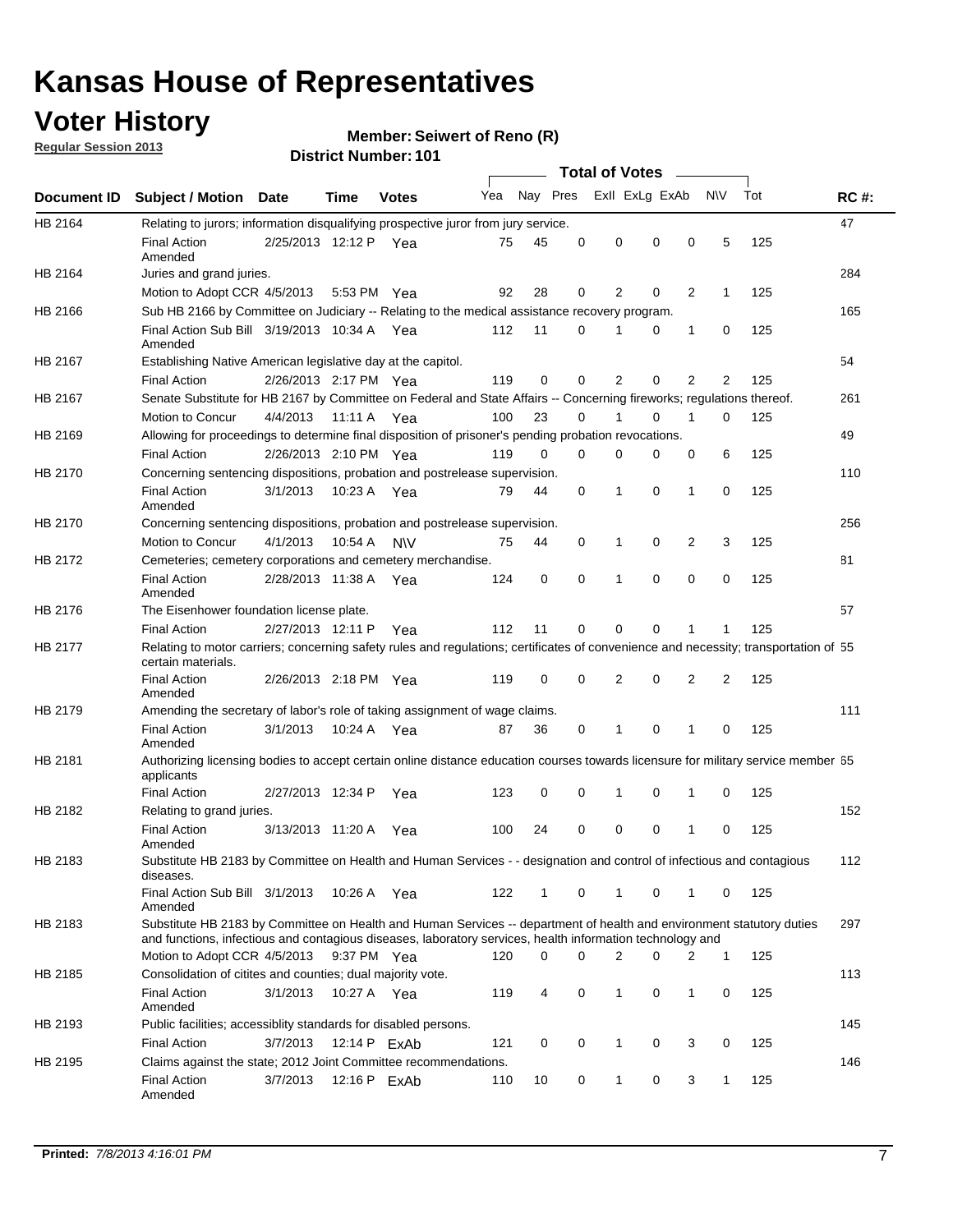# Kansas House of Representatives

## Voter History

**Regular Session 2013**

**Member: Seiwert of Reno (R)**

**District Number: 101**

| Document ID | Subject / Motion | Date | Time | Votes | Yea | Nay | Pres | ExII | ExLg | ExAb | N\V | Tot | RC #: |
|---|---|---|---|---|---|---|---|---|---|---|---|---|---|
| HB 2164 | Relating to jurors; information disqualifying prospective juror from jury service. | | | | | | | | | | | | 47 |
| | Final Action Amended | 2/25/2013 | 12:12 P | Yea | 75 | 45 | 0 | 0 | 0 | 0 | 5 | 125 | |
| HB 2164 | Juries and grand juries. | | | | | | | | | | | | 284 |
| | Motion to Adopt CCR | 4/5/2013 | 5:53 PM | Yea | 92 | 28 | 0 | 2 | 0 | 2 | 1 | 125 | |
| HB 2166 | Sub HB 2166 by Committee on Judiciary -- Relating to the medical assistance recovery program. | | | | | | | | | | | | 165 |
| | Final Action Sub Bill Amended | 3/19/2013 | 10:34 A | Yea | 112 | 11 | 0 | 1 | 0 | 1 | 0 | 125 | |
| HB 2167 | Establishing Native American legislative day at the capitol. | | | | | | | | | | | | 54 |
| | Final Action | 2/26/2013 | 2:17 PM | Yea | 119 | 0 | 0 | 2 | 0 | 2 | 2 | 125 | |
| HB 2167 | Senate Substitute for HB 2167 by Committee on Federal and State Affairs -- Concerning fireworks; regulations thereof. | | | | | | | | | | | | 261 |
| | Motion to Concur | 4/4/2013 | 11:11 A | Yea | 100 | 23 | 0 | 1 | 0 | 1 | 0 | 125 | |
| HB 2169 | Allowing for proceedings to determine final disposition of prisoner's pending probation revocations. | | | | | | | | | | | | 49 |
| | Final Action | 2/26/2013 | 2:10 PM | Yea | 119 | 0 | 0 | 0 | 0 | 0 | 6 | 125 | |
| HB 2170 | Concerning sentencing dispositions, probation and postrelease supervision. | | | | | | | | | | | | 110 |
| | Final Action Amended | 3/1/2013 | 10:23 A | Yea | 79 | 44 | 0 | 1 | 0 | 1 | 0 | 125 | |
| HB 2170 | Concerning sentencing dispositions, probation and postrelease supervision. | | | | | | | | | | | | 256 |
| | Motion to Concur | 4/1/2013 | 10:54 A | N\V | 75 | 44 | 0 | 1 | 0 | 2 | 3 | 125 | |
| HB 2172 | Cemeteries; cemetery corporations and cemetery merchandise. | | | | | | | | | | | | 81 |
| | Final Action Amended | 2/28/2013 | 11:38 A | Yea | 124 | 0 | 0 | 1 | 0 | 0 | 0 | 125 | |
| HB 2176 | The Eisenhower foundation license plate. | | | | | | | | | | | | 57 |
| | Final Action | 2/27/2013 | 12:11 P | Yea | 112 | 11 | 0 | 0 | 0 | 1 | 1 | 125 | |
| HB 2177 | Relating to motor carriers; concerning safety rules and regulations; certificates of convenience and necessity; transportation of certain materials. | | | | | | | | | | | | 55 |
| | Final Action Amended | 2/26/2013 | 2:18 PM | Yea | 119 | 0 | 0 | 2 | 0 | 2 | 2 | 125 | |
| HB 2179 | Amending the secretary of labor's role of taking assignment of wage claims. | | | | | | | | | | | | 111 |
| | Final Action Amended | 3/1/2013 | 10:24 A | Yea | 87 | 36 | 0 | 1 | 0 | 1 | 0 | 125 | |
| HB 2181 | Authorizing licensing bodies to accept certain online distance education courses towards licensure for military service member applicants | | | | | | | | | | | | 65 |
| | Final Action | 2/27/2013 | 12:34 P | Yea | 123 | 0 | 0 | 1 | 0 | 1 | 0 | 125 | |
| HB 2182 | Relating to grand juries. | | | | | | | | | | | | 152 |
| | Final Action Amended | 3/13/2013 | 11:20 A | Yea | 100 | 24 | 0 | 0 | 0 | 1 | 0 | 125 | |
| HB 2183 | Substitute HB 2183 by Committee on Health and Human Services - - designation and control of infectious and contagious diseases. | | | | | | | | | | | | 112 |
| | Final Action Sub Bill Amended | 3/1/2013 | 10:26 A | Yea | 122 | 1 | 0 | 1 | 0 | 1 | 0 | 125 | |
| HB 2183 | Substitute HB 2183 by Committee on Health and Human Services -- department of health and environment statutory duties and functions, infectious and contagious diseases, laboratory services, health information technology and | | | | | | | | | | | | 297 |
| | Motion to Adopt CCR | 4/5/2013 | 9:37 PM | Yea | 120 | 0 | 0 | 2 | 0 | 2 | 1 | 125 | |
| HB 2185 | Consolidation of citites and counties; dual majority vote. | | | | | | | | | | | | 113 |
| | Final Action Amended | 3/1/2013 | 10:27 A | Yea | 119 | 4 | 0 | 1 | 0 | 1 | 0 | 125 | |
| HB 2193 | Public facilities; accessiblity standards for disabled persons. | | | | | | | | | | | | 145 |
| | Final Action | 3/7/2013 | 12:14 P | ExAb | 121 | 0 | 0 | 1 | 0 | 3 | 0 | 125 | |
| HB 2195 | Claims against the state; 2012 Joint Committee recommendations. | | | | | | | | | | | | 146 |
| | Final Action Amended | 3/7/2013 | 12:16 P | ExAb | 110 | 10 | 0 | 1 | 0 | 3 | 1 | 125 | |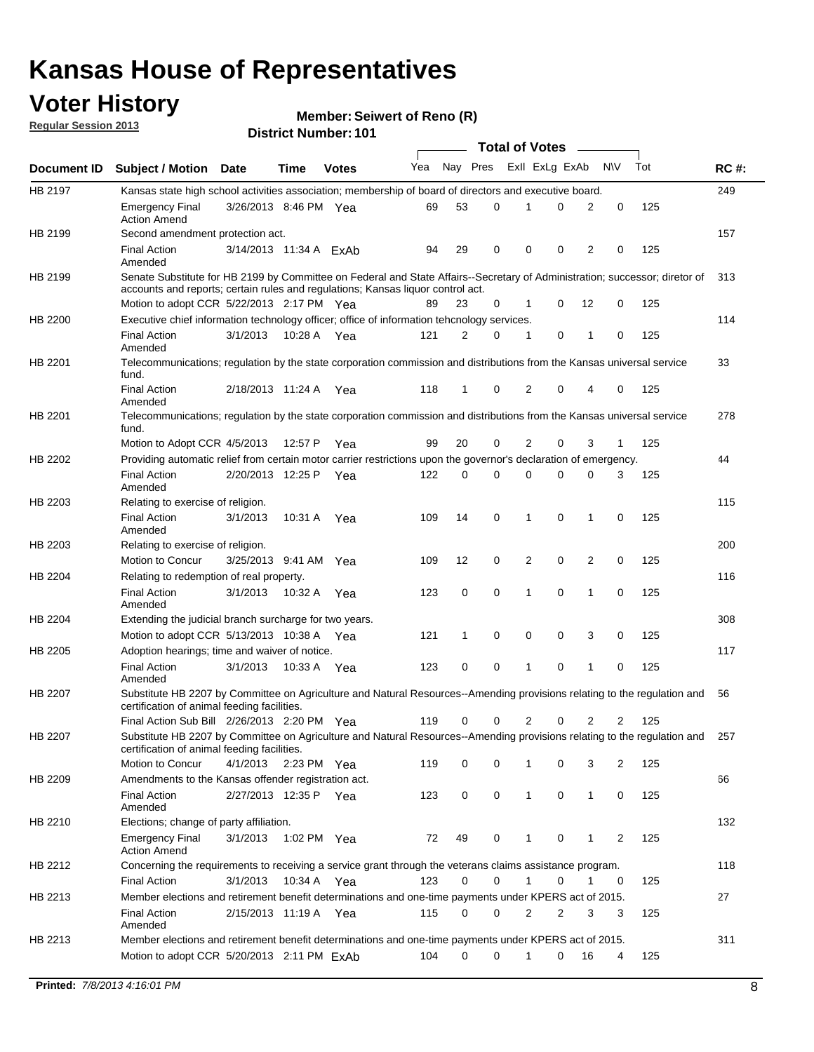# Kansas House of Representatives

## Voter History

**Regular Session 2013**

**Member: Seiwert of Reno (R)**

**District Number: 101**

| Document ID | Subject / Motion | Date | Time | Votes | Yea | Nay | Pres | ExII | ExLg | ExAb | N\V | Tot | RC #: |
|---|---|---|---|---|---|---|---|---|---|---|---|---|---|
| HB 2197 | Kansas state high school activities association; membership of board of directors and executive board. | | | | | | | | | | | | 249 |
| | Emergency Final Action Amend | 3/26/2013 | 8:46 PM | Yea | 69 | 53 | 0 | 1 | 0 | 2 | 0 | 125 | |
| HB 2199 | Second amendment protection act. | | | | | | | | | | | | 157 |
| | Final Action Amended | 3/14/2013 | 11:34 A | ExAb | 94 | 29 | 0 | 0 | 0 | 2 | 0 | 125 | |
| HB 2199 | Senate Substitute for HB 2199 by Committee on Federal and State Affairs--Secretary of Administration; successor; diretor of accounts and reports; certain rules and regulations; Kansas liquor control act. | | | | | | | | | | | | 313 |
| | Motion to adopt CCR | 5/22/2013 | 2:17 PM | Yea | 89 | 23 | 0 | 1 | 0 | 12 | 0 | 125 | |
| HB 2200 | Executive chief information technology officer; office of information tehcnology services. | | | | | | | | | | | | 114 |
| | Final Action Amended | 3/1/2013 | 10:28 A | Yea | 121 | 2 | 0 | 1 | 0 | 1 | 0 | 125 | |
| HB 2201 | Telecommunications; regulation by the state corporation commission and distributions from the Kansas universal service fund. | | | | | | | | | | | | 33 |
| | Final Action Amended | 2/18/2013 | 11:24 A | Yea | 118 | 1 | 0 | 2 | 0 | 4 | 0 | 125 | |
| HB 2201 | Telecommunications; regulation by the state corporation commission and distributions from the Kansas universal service fund. | | | | | | | | | | | | 278 |
| | Motion to Adopt CCR | 4/5/2013 | 12:57 P | Yea | 99 | 20 | 0 | 2 | 0 | 3 | 1 | 125 | |
| HB 2202 | Providing automatic relief from certain motor carrier restrictions upon the governor's declaration of emergency. | | | | | | | | | | | | 44 |
| | Final Action Amended | 2/20/2013 | 12:25 P | Yea | 122 | 0 | 0 | 0 | 0 | 0 | 3 | 125 | |
| HB 2203 | Relating to exercise of religion. | | | | | | | | | | | | 115 |
| | Final Action Amended | 3/1/2013 | 10:31 A | Yea | 109 | 14 | 0 | 1 | 0 | 1 | 0 | 125 | |
| HB 2203 | Relating to exercise of religion. | | | | | | | | | | | | 200 |
| | Motion to Concur | 3/25/2013 | 9:41 AM | Yea | 109 | 12 | 0 | 2 | 0 | 2 | 0 | 125 | |
| HB 2204 | Relating to redemption of real property. | | | | | | | | | | | | 116 |
| | Final Action Amended | 3/1/2013 | 10:32 A | Yea | 123 | 0 | 0 | 1 | 0 | 1 | 0 | 125 | |
| HB 2204 | Extending the judicial branch surcharge for two years. | | | | | | | | | | | | 308 |
| | Motion to adopt CCR | 5/13/2013 | 10:38 A | Yea | 121 | 1 | 0 | 0 | 0 | 3 | 0 | 125 | |
| HB 2205 | Adoption hearings; time and waiver of notice. | | | | | | | | | | | | 117 |
| | Final Action Amended | 3/1/2013 | 10:33 A | Yea | 123 | 0 | 0 | 1 | 0 | 1 | 0 | 125 | |
| HB 2207 | Substitute HB 2207 by Committee on Agriculture and Natural Resources--Amending provisions relating to the regulation and certification of animal feeding facilities. | | | | | | | | | | | | 56 |
| | Final Action Sub Bill | 2/26/2013 | 2:20 PM | Yea | 119 | 0 | 0 | 2 | 0 | 2 | 2 | 125 | |
| HB 2207 | Substitute HB 2207 by Committee on Agriculture and Natural Resources--Amending provisions relating to the regulation and certification of animal feeding facilities. | | | | | | | | | | | | 257 |
| | Motion to Concur | 4/1/2013 | 2:23 PM | Yea | 119 | 0 | 0 | 1 | 0 | 3 | 2 | 125 | |
| HB 2209 | Amendments to the Kansas offender registration act. | | | | | | | | | | | | 66 |
| | Final Action Amended | 2/27/2013 | 12:35 P | Yea | 123 | 0 | 0 | 1 | 0 | 1 | 0 | 125 | |
| HB 2210 | Elections; change of party affiliation. | | | | | | | | | | | | 132 |
| | Emergency Final Action Amend | 3/1/2013 | 1:02 PM | Yea | 72 | 49 | 0 | 1 | 0 | 1 | 2 | 125 | |
| HB 2212 | Concerning the requirements to receiving a service grant through the veterans claims assistance program. | | | | | | | | | | | | 118 |
| | Final Action | 3/1/2013 | 10:34 A | Yea | 123 | 0 | 0 | 1 | 0 | 1 | 0 | 125 | |
| HB 2213 | Member elections and retirement benefit determinations and one-time payments under KPERS act of 2015. | | | | | | | | | | | | 27 |
| | Final Action Amended | 2/15/2013 | 11:19 A | Yea | 115 | 0 | 0 | 2 | 2 | 3 | 3 | 125 | |
| HB 2213 | Member elections and retirement benefit determinations and one-time payments under KPERS act of 2015. | | | | | | | | | | | | 311 |
| | Motion to adopt CCR | 5/20/2013 | 2:11 PM | ExAb | 104 | 0 | 0 | 1 | 0 | 16 | 4 | 125 | |

**Printed:** *7/8/2013 4:16:01 PM*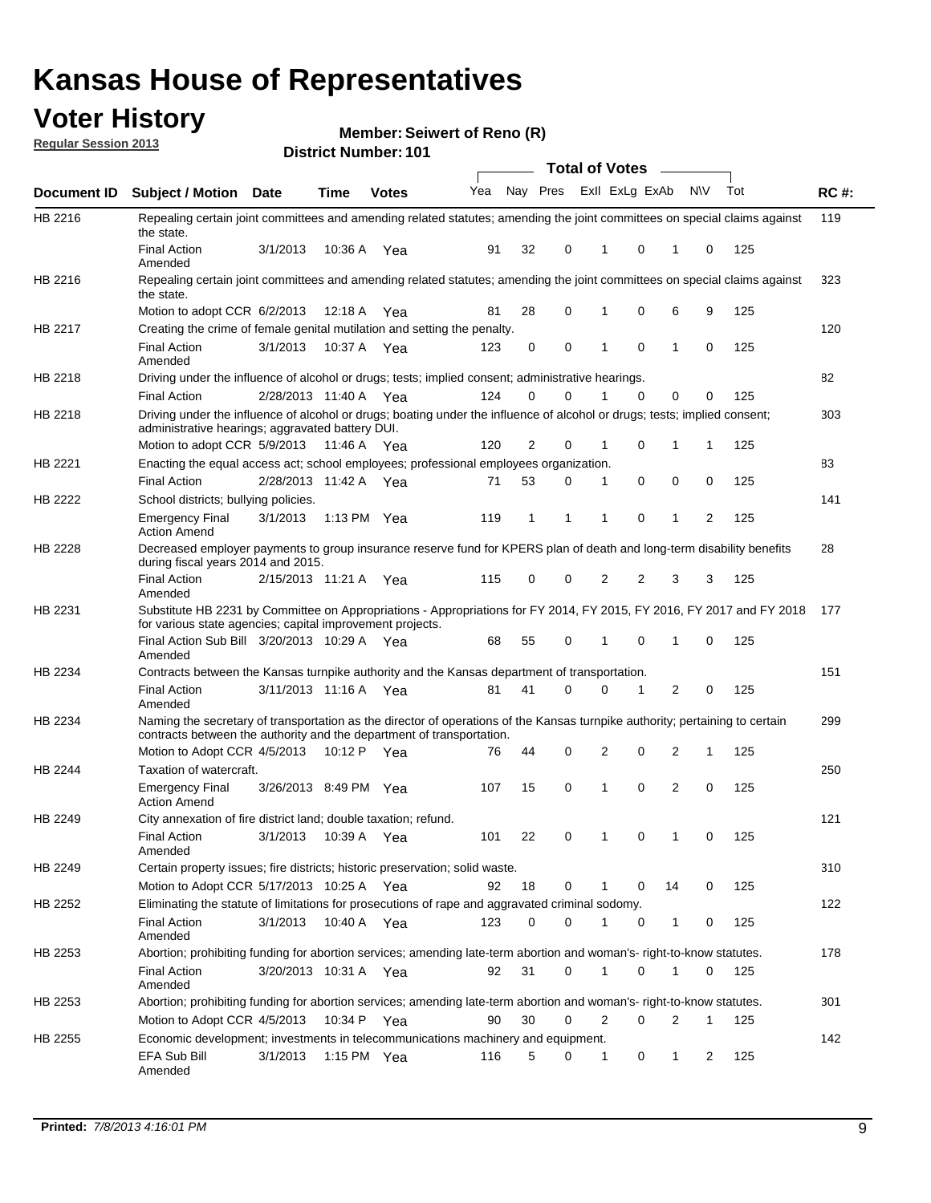# Kansas House of Representatives

## Voter History

**Regular Session 2013**

**Member: Seiwert of Reno (R)**

**District Number: 101**

| Document ID | Subject / Motion | Date | Time | Votes | Yea | Nay | Pres | ExII | ExLg | ExAb | N\V | Tot | RC #: |
|---|---|---|---|---|---|---|---|---|---|---|---|---|---|
| HB 2216 | Repealing certain joint committees and amending related statutes; amending the joint committees on special claims against the state. | | | | | | | | | | | | 119 |
| | Final Action Amended | 3/1/2013 | 10:36 A | Yea | 91 | 32 | 0 | 1 | 0 | 1 | 0 | 125 | |
| HB 2216 | Repealing certain joint committees and amending related statutes; amending the joint committees on special claims against the state. | | | | | | | | | | | | 323 |
| | Motion to adopt CCR | 6/2/2013 | 12:18 A | Yea | 81 | 28 | 0 | 1 | 0 | 6 | 9 | 125 | |
| HB 2217 | Creating the crime of female genital mutilation and setting the penalty. | | | | | | | | | | | | 120 |
| | Final Action Amended | 3/1/2013 | 10:37 A | Yea | 123 | 0 | 0 | 1 | 0 | 1 | 0 | 125 | |
| HB 2218 | Driving under the influence of alcohol or drugs; tests; implied consent; administrative hearings. | | | | | | | | | | | | 82 |
| | Final Action | 2/28/2013 | 11:40 A | Yea | 124 | 0 | 0 | 1 | 0 | 0 | 0 | 125 | |
| HB 2218 | Driving under the influence of alcohol or drugs; boating under the influence of alcohol or drugs; tests; implied consent; administrative hearings; aggravated battery DUI. | | | | | | | | | | | | 303 |
| | Motion to adopt CCR | 5/9/2013 | 11:46 A | Yea | 120 | 2 | 0 | 1 | 0 | 1 | 1 | 125 | |
| HB 2221 | Enacting the equal access act; school employees; professional employees organization. | | | | | | | | | | | | 83 |
| | Final Action | 2/28/2013 | 11:42 A | Yea | 71 | 53 | 0 | 1 | 0 | 0 | 0 | 125 | |
| HB 2222 | School districts; bullying policies. | | | | | | | | | | | | 141 |
| | Emergency Final Action Amend | 3/1/2013 | 1:13 PM | Yea | 119 | 1 | 1 | 1 | 0 | 1 | 2 | 125 | |
| HB 2228 | Decreased employer payments to group insurance reserve fund for KPERS plan of death and long-term disability benefits during fiscal years 2014 and 2015. | | | | | | | | | | | | 28 |
| | Final Action Amended | 2/15/2013 | 11:21 A | Yea | 115 | 0 | 0 | 2 | 2 | 3 | 3 | 125 | |
| HB 2231 | Substitute HB 2231 by Committee on Appropriations - Appropriations for FY 2014, FY 2015, FY 2016, FY 2017 and FY 2018 for various state agencies; capital improvement projects. | | | | | | | | | | | | 177 |
| | Final Action Sub Bill Amended | 3/20/2013 | 10:29 A | Yea | 68 | 55 | 0 | 1 | 0 | 1 | 0 | 125 | |
| HB 2234 | Contracts between the Kansas turnpike authority and the Kansas department of transportation. | | | | | | | | | | | | 151 |
| | Final Action Amended | 3/11/2013 | 11:16 A | Yea | 81 | 41 | 0 | 0 | 1 | 2 | 0 | 125 | |
| HB 2234 | Naming the secretary of transportation as the director of operations of the Kansas turnpike authority; pertaining to certain contracts between the authority and the department of transportation. | | | | | | | | | | | | 299 |
| | Motion to Adopt CCR | 4/5/2013 | 10:12 P | Yea | 76 | 44 | 0 | 2 | 0 | 2 | 1 | 125 | |
| HB 2244 | Taxation of watercraft. | | | | | | | | | | | | 250 |
| | Emergency Final Action Amend | 3/26/2013 | 8:49 PM | Yea | 107 | 15 | 0 | 1 | 0 | 2 | 0 | 125 | |
| HB 2249 | City annexation of fire district land; double taxation; refund. | | | | | | | | | | | | 121 |
| | Final Action Amended | 3/1/2013 | 10:39 A | Yea | 101 | 22 | 0 | 1 | 0 | 1 | 0 | 125 | |
| HB 2249 | Certain property issues; fire districts; historic preservation; solid waste. | | | | | | | | | | | | 310 |
| | Motion to Adopt CCR | 5/17/2013 | 10:25 A | Yea | 92 | 18 | 0 | 1 | 0 | 14 | 0 | 125 | |
| HB 2252 | Eliminating the statute of limitations for prosecutions of rape and aggravated criminal sodomy. | | | | | | | | | | | | 122 |
| | Final Action Amended | 3/1/2013 | 10:40 A | Yea | 123 | 0 | 0 | 1 | 0 | 1 | 0 | 125 | |
| HB 2253 | Abortion; prohibiting funding for abortion services; amending late-term abortion and woman's- right-to-know statutes. | | | | | | | | | | | | 178 |
| | Final Action Amended | 3/20/2013 | 10:31 A | Yea | 92 | 31 | 0 | 1 | 0 | 1 | 0 | 125 | |
| HB 2253 | Abortion; prohibiting funding for abortion services; amending late-term abortion and woman's- right-to-know statutes. | | | | | | | | | | | | 301 |
| | Motion to Adopt CCR | 4/5/2013 | 10:34 P | Yea | 90 | 30 | 0 | 2 | 0 | 2 | 1 | 125 | |
| HB 2255 | Economic development; investments in telecommunications machinery and equipment. | | | | | | | | | | | | 142 |
| | EFA Sub Bill Amended | 3/1/2013 | 1:15 PM | Yea | 116 | 5 | 0 | 1 | 0 | 1 | 2 | 125 | |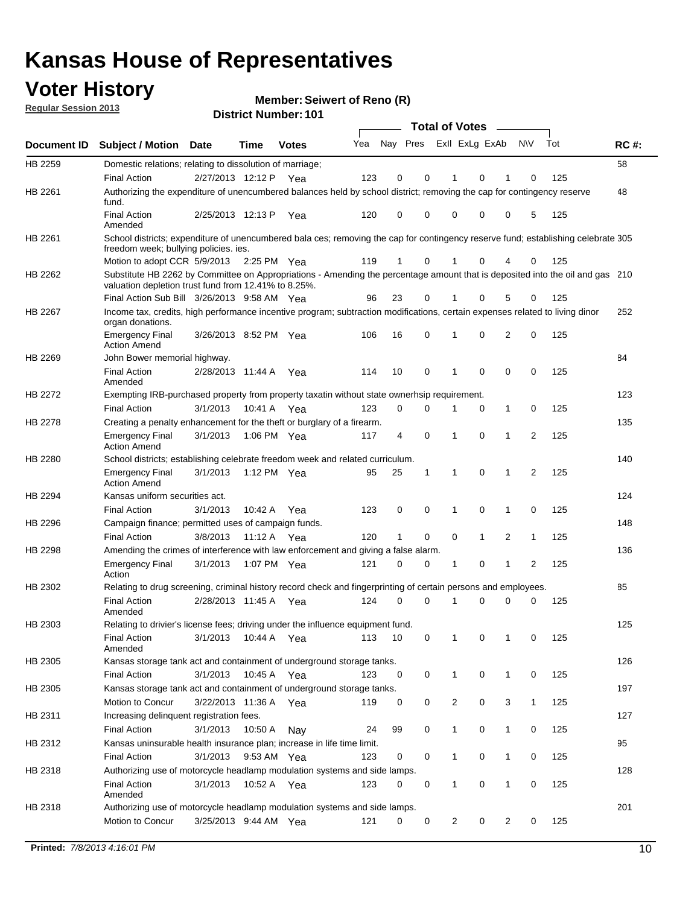# Kansas House of Representatives

## Voter History

**Regular Session 2013**

**Member: Seiwert of Reno (R)**

**District Number: 101**

| Document ID | Subject / Motion | Date | Time | Votes | Yea | Nay | Pres | ExII | ExLg | ExAb | N\V | Tot | RC #: |
|---|---|---|---|---|---|---|---|---|---|---|---|---|---|
| HB 2259 | Domestic relations; relating to dissolution of marriage; | | | | | | | | | | | | 58 |
| | Final Action | 2/27/2013 | 12:12 P | Yea | 123 | 0 | 0 | 1 | 0 | 1 | 0 | 125 | |
| HB 2261 | Authorizing the expenditure of unencumbered balances held by school district; removing the cap for contingency reserve fund. | | | | | | | | | | | | 48 |
| | Final Action Amended | 2/25/2013 | 12:13 P | Yea | 120 | 0 | 0 | 0 | 0 | 0 | 5 | 125 | |
| HB 2261 | School districts; expenditure of unencumbered bala ces; removing the cap for contingency reserve fund; establishing celebrate freedom week; bullying policies. ies. | | | | | | | | | | | | 305 |
| | Motion to adopt CCR | 5/9/2013 | 2:25 PM | Yea | 119 | 1 | 0 | 1 | 0 | 4 | 0 | 125 | |
| HB 2262 | Substitute HB 2262 by Committee on Appropriations - Amending the percentage amount that is deposited into the oil and gas valuation depletion trust fund from 12.41% to 8.25%. | | | | | | | | | | | | 210 |
| | Final Action Sub Bill | 3/26/2013 | 9:58 AM | Yea | 96 | 23 | 0 | 1 | 0 | 5 | 0 | 125 | |
| HB 2267 | Income tax, credits, high performance incentive program; subtraction modifications, certain expenses related to living dinor organ donations. | | | | | | | | | | | | 252 |
| | Emergency Final Action Amend | 3/26/2013 | 8:52 PM | Yea | 106 | 16 | 0 | 1 | 0 | 2 | 0 | 125 | |
| HB 2269 | John Bower memorial highway. | | | | | | | | | | | | 84 |
| | Final Action Amended | 2/28/2013 | 11:44 A | Yea | 114 | 10 | 0 | 1 | 0 | 0 | 0 | 125 | |
| HB 2272 | Exempting IRB-purchased property from property taxatin without state ownerhsip requirement. | | | | | | | | | | | | 123 |
| | Final Action | 3/1/2013 | 10:41 A | Yea | 123 | 0 | 0 | 1 | 0 | 1 | 0 | 125 | |
| HB 2278 | Creating a penalty enhancement for the theft or burglary of a firearm. | | | | | | | | | | | | 135 |
| | Emergency Final Action Amend | 3/1/2013 | 1:06 PM | Yea | 117 | 4 | 0 | 1 | 0 | 1 | 2 | 125 | |
| HB 2280 | School districts; establishing celebrate freedom week and related curriculum. | | | | | | | | | | | | 140 |
| | Emergency Final Action Amend | 3/1/2013 | 1:12 PM | Yea | 95 | 25 | 1 | 1 | 0 | 1 | 2 | 125 | |
| HB 2294 | Kansas uniform securities act. | | | | | | | | | | | | 124 |
| | Final Action | 3/1/2013 | 10:42 A | Yea | 123 | 0 | 0 | 1 | 0 | 1 | 0 | 125 | |
| HB 2296 | Campaign finance; permitted uses of campaign funds. | | | | | | | | | | | | 148 |
| | Final Action | 3/8/2013 | 11:12 A | Yea | 120 | 1 | 0 | 0 | 1 | 2 | 1 | 125 | |
| HB 2298 | Amending the crimes of interference with law enforcement and giving a false alarm. | | | | | | | | | | | | 136 |
| | Emergency Final Action | 3/1/2013 | 1:07 PM | Yea | 121 | 0 | 0 | 1 | 0 | 1 | 2 | 125 | |
| HB 2302 | Relating to drug screening, criminal history record check and fingerprinting of certain persons and employees. | | | | | | | | | | | | 85 |
| | Final Action Amended | 2/28/2013 | 11:45 A | Yea | 124 | 0 | 0 | 1 | 0 | 0 | 0 | 125 | |
| HB 2303 | Relating to drivier's license fees; driving under the influence equipment fund. | | | | | | | | | | | | 125 |
| | Final Action Amended | 3/1/2013 | 10:44 A | Yea | 113 | 10 | 0 | 1 | 0 | 1 | 0 | 125 | |
| HB 2305 | Kansas storage tank act and containment of underground storage tanks. | | | | | | | | | | | | 126 |
| | Final Action | 3/1/2013 | 10:45 A | Yea | 123 | 0 | 0 | 1 | 0 | 1 | 0 | 125 | |
| HB 2305 | Kansas storage tank act and containment of underground storage tanks. | | | | | | | | | | | | 197 |
| | Motion to Concur | 3/22/2013 | 11:36 A | Yea | 119 | 0 | 0 | 2 | 0 | 3 | 1 | 125 | |
| HB 2311 | Increasing delinquent registration fees. | | | | | | | | | | | | 127 |
| | Final Action | 3/1/2013 | 10:50 A | Nay | 24 | 99 | 0 | 1 | 0 | 1 | 0 | 125 | |
| HB 2312 | Kansas uninsurable health insurance plan; increase in life time limit. | | | | | | | | | | | | 95 |
| | Final Action | 3/1/2013 | 9:53 AM | Yea | 123 | 0 | 0 | 1 | 0 | 1 | 0 | 125 | |
| HB 2318 | Authorizing use of motorcycle headlamp modulation systems and side lamps. | | | | | | | | | | | | 128 |
| | Final Action Amended | 3/1/2013 | 10:52 A | Yea | 123 | 0 | 0 | 1 | 0 | 1 | 0 | 125 | |
| HB 2318 | Authorizing use of motorcycle headlamp modulation systems and side lamps. | | | | | | | | | | | | 201 |
| | Motion to Concur | 3/25/2013 | 9:44 AM | Yea | 121 | 0 | 0 | 2 | 0 | 2 | 0 | 125 | |

**Printed:** *7/8/2013 4:16:01 PM*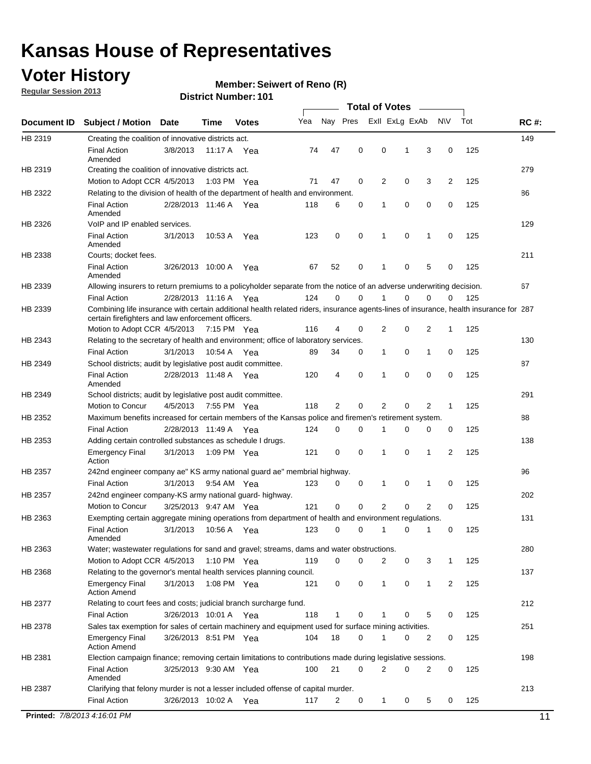# Kansas House of Representatives

## Voter History

**Regular Session 2013**

**Member: Seiwert of Reno (R)**

**District Number: 101**

| Document ID | Subject / Motion | Date | Time | Votes | Yea | Nay | Pres | ExlI | ExLg | ExAb | N\V | Tot | RC #: |
|---|---|---|---|---|---|---|---|---|---|---|---|---|---|
| HB 2319 | Creating the coalition of innovative districts act. | | | | | | | | | | | | 149 |
| | Final Action Amended | 3/8/2013 | 11:17 A | Yea | 74 | 47 | 0 | 0 | 1 | 3 | 0 | 125 | |
| HB 2319 | Creating the coalition of innovative districts act. | | | | | | | | | | | | 279 |
| | Motion to Adopt CCR | 4/5/2013 | 1:03 PM | Yea | 71 | 47 | 0 | 2 | 0 | 3 | 2 | 125 | |
| HB 2322 | Relating to the division of health of the department of health and environment. | | | | | | | | | | | | 86 |
| | Final Action Amended | 2/28/2013 | 11:46 A | Yea | 118 | 6 | 0 | 1 | 0 | 0 | 0 | 125 | |
| HB 2326 | VoIP and IP enabled services. | | | | | | | | | | | | 129 |
| | Final Action Amended | 3/1/2013 | 10:53 A | Yea | 123 | 0 | 0 | 1 | 0 | 1 | 0 | 125 | |
| HB 2338 | Courts; docket fees. | | | | | | | | | | | | 211 |
| | Final Action Amended | 3/26/2013 | 10:00 A | Yea | 67 | 52 | 0 | 1 | 0 | 5 | 0 | 125 | |
| HB 2339 | Allowing insurers to return premiums to a policyholder separate from the notice of an adverse underwriting decision. | | | | | | | | | | | | 67 |
| | Final Action | 2/28/2013 | 11:16 A | Yea | 124 | 0 | 0 | 1 | 0 | 0 | 0 | 125 | |
| HB 2339 | Combining life insurance with certain additional health related riders, insurance agents-lines of insurance, health insurance for certain firefighters and law enforcement officers. | | | | | | | | | | | | 287 |
| | Motion to Adopt CCR | 4/5/2013 | 7:15 PM | Yea | 116 | 4 | 0 | 2 | 0 | 2 | 1 | 125 | |
| HB 2343 | Relating to the secretary of health and environment; office of laboratory services. | | | | | | | | | | | | 130 |
| | Final Action | 3/1/2013 | 10:54 A | Yea | 89 | 34 | 0 | 1 | 0 | 1 | 0 | 125 | |
| HB 2349 | School districts; audit by legislative post audit committee. | | | | | | | | | | | | 87 |
| | Final Action Amended | 2/28/2013 | 11:48 A | Yea | 120 | 4 | 0 | 1 | 0 | 0 | 0 | 125 | |
| HB 2349 | School districts; audit by legislative post audit committee. | | | | | | | | | | | | 291 |
| | Motion to Concur | 4/5/2013 | 7:55 PM | Yea | 118 | 2 | 0 | 2 | 0 | 2 | 1 | 125 | |
| HB 2352 | Maximum benefits increased for certain members of the Kansas police and firemen's retirement system. | | | | | | | | | | | | 88 |
| | Final Action | 2/28/2013 | 11:49 A | Yea | 124 | 0 | 0 | 1 | 0 | 0 | 0 | 125 | |
| HB 2353 | Adding certain controlled substances as schedule I drugs. | | | | | | | | | | | | 138 |
| | Emergency Final Action | 3/1/2013 | 1:09 PM | Yea | 121 | 0 | 0 | 1 | 0 | 1 | 2 | 125 | |
| HB 2357 | 242nd engineer company ae" KS army national guard ae" membrial highway. | | | | | | | | | | | | 96 |
| | Final Action | 3/1/2013 | 9:54 AM | Yea | 123 | 0 | 0 | 1 | 0 | 1 | 0 | 125 | |
| HB 2357 | 242nd engineer company-KS army national guard- highway. | | | | | | | | | | | | 202 |
| | Motion to Concur | 3/25/2013 | 9:47 AM | Yea | 121 | 0 | 0 | 2 | 0 | 2 | 0 | 125 | |
| HB 2363 | Exempting certain aggregate mining operations from department of health and environment regulations. | | | | | | | | | | | | 131 |
| | Final Action Amended | 3/1/2013 | 10:56 A | Yea | 123 | 0 | 0 | 1 | 0 | 1 | 0 | 125 | |
| HB 2363 | Water; wastewater regulations for sand and gravel; streams, dams and water obstructions. | | | | | | | | | | | | 280 |
| | Motion to Adopt CCR | 4/5/2013 | 1:10 PM | Yea | 119 | 0 | 0 | 2 | 0 | 3 | 1 | 125 | |
| HB 2368 | Relating to the governor's mental health services planning council. | | | | | | | | | | | | 137 |
| | Emergency Final Action Amend | 3/1/2013 | 1:08 PM | Yea | 121 | 0 | 0 | 1 | 0 | 1 | 2 | 125 | |
| HB 2377 | Relating to court fees and costs; judicial branch surcharge fund. | | | | | | | | | | | | 212 |
| | Final Action | 3/26/2013 | 10:01 A | Yea | 118 | 1 | 0 | 1 | 0 | 5 | 0 | 125 | |
| HB 2378 | Sales tax exemption for sales of certain machinery and equipment used for surface mining activities. | | | | | | | | | | | | 251 |
| | Emergency Final Action Amend | 3/26/2013 | 8:51 PM | Yea | 104 | 18 | 0 | 1 | 0 | 2 | 0 | 125 | |
| HB 2381 | Election campaign finance; removing certain limitations to contributions made during legislative sessions. | | | | | | | | | | | | 198 |
| | Final Action Amended | 3/25/2013 | 9:30 AM | Yea | 100 | 21 | 0 | 2 | 0 | 2 | 0 | 125 | |
| HB 2387 | Clarifying that felony murder is not a lesser included offense of capital murder. | | | | | | | | | | | | 213 |
| | Final Action | 3/26/2013 | 10:02 A | Yea | 117 | 2 | 0 | 1 | 0 | 5 | 0 | 125 | |

**Printed:** *7/8/2013 4:16:01 PM*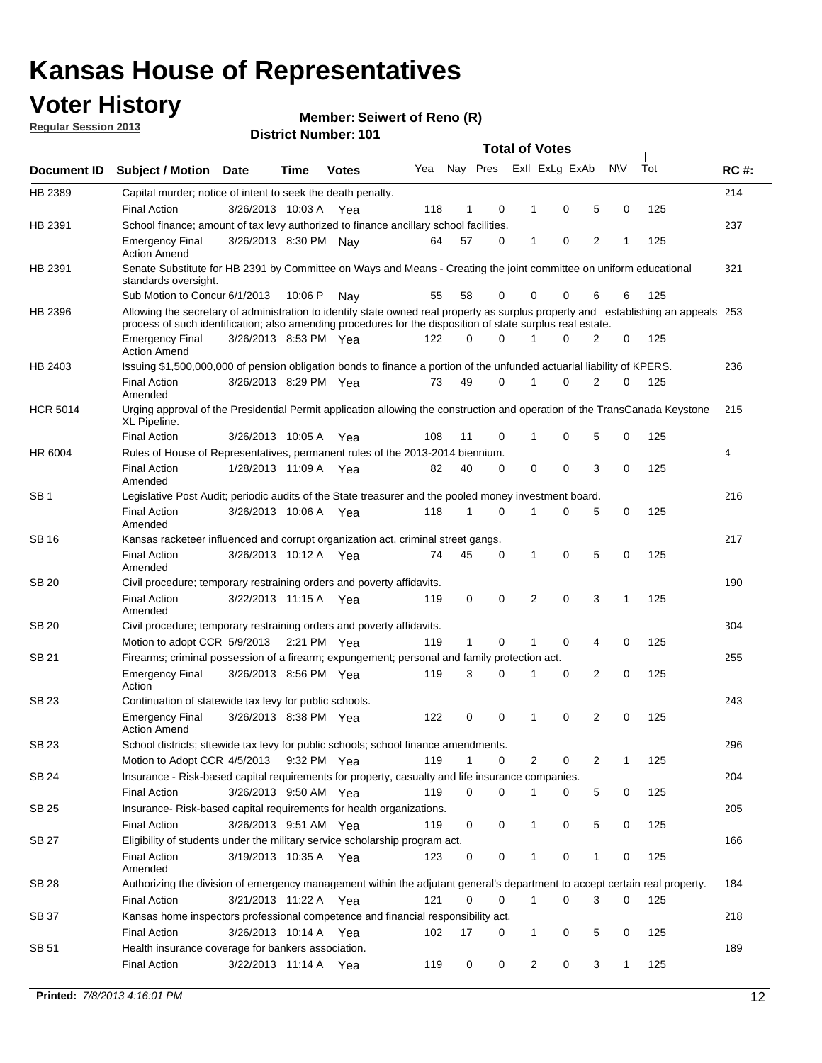# Kansas House of Representatives

## Voter History

**Regular Session 2013**

**Member: Seiwert of Reno (R)**

**District Number: 101**

| Document ID | Subject / Motion | Date | Time | Votes | Yea | Nay | Pres | ExII | ExLg | ExAb | N\V | Tot | RC #: |
|---|---|---|---|---|---|---|---|---|---|---|---|---|---|
| HB 2389 | Capital murder; notice of intent to seek the death penalty. | | | | | | | | | | | | 214 |
| | Final Action | 3/26/2013 | 10:03 A | Yea | 118 | 1 | 0 | 1 | 0 | 5 | 0 | 125 | |
| HB 2391 | School finance; amount of tax levy authorized to finance ancillary school facilities. | | | | | | | | | | | | 237 |
| | Emergency Final Action Amend | 3/26/2013 | 8:30 PM | Nay | 64 | 57 | 0 | 1 | 0 | 2 | 1 | 125 | |
| HB 2391 | Senate Substitute for HB 2391 by Committee on Ways and Means - Creating the joint committee on uniform educational standards oversight. | | | | | | | | | | | | 321 |
| | Sub Motion to Concur | 6/1/2013 | 10:06 P | Nay | 55 | 58 | 0 | 0 | 0 | 6 | 6 | 125 | |
| HB 2396 | Allowing the secretary of administration to identify state owned real property as surplus property and establishing an appeals process of such identification; also amending procedures for the disposition of state surplus real estate. | | | | | | | | | | | | 253 |
| | Emergency Final Action Amend | 3/26/2013 | 8:53 PM | Yea | 122 | 0 | 0 | 1 | 0 | 2 | 0 | 125 | |
| HB 2403 | Issuing $1,500,000,000 of pension obligation bonds to finance a portion of the unfunded actuarial liability of KPERS. | | | | | | | | | | | | 236 |
| | Final Action Amended | 3/26/2013 | 8:29 PM | Yea | 73 | 49 | 0 | 1 | 0 | 2 | 0 | 125 | |
| HCR 5014 | Urging approval of the Presidential Permit application allowing the construction and operation of the TransCanada Keystone XL Pipeline. | | | | | | | | | | | | 215 |
| | Final Action | 3/26/2013 | 10:05 A | Yea | 108 | 11 | 0 | 1 | 0 | 5 | 0 | 125 | |
| HR 6004 | Rules of House of Representatives, permanent rules of the 2013-2014 biennium. | | | | | | | | | | | | 4 |
| | Final Action Amended | 1/28/2013 | 11:09 A | Yea | 82 | 40 | 0 | 0 | 0 | 3 | 0 | 125 | |
| SB 1 | Legislative Post Audit; periodic audits of the State treasurer and the pooled money investment board. | | | | | | | | | | | | 216 |
| | Final Action Amended | 3/26/2013 | 10:06 A | Yea | 118 | 1 | 0 | 1 | 0 | 5 | 0 | 125 | |
| SB 16 | Kansas racketeer influenced and corrupt organization act, criminal street gangs. | | | | | | | | | | | | 217 |
| | Final Action Amended | 3/26/2013 | 10:12 A | Yea | 74 | 45 | 0 | 1 | 0 | 5 | 0 | 125 | |
| SB 20 | Civil procedure; temporary restraining orders and poverty affidavits. | | | | | | | | | | | | 190 |
| | Final Action Amended | 3/22/2013 | 11:15 A | Yea | 119 | 0 | 0 | 2 | 0 | 3 | 1 | 125 | |
| SB 20 | Civil procedure; temporary restraining orders and poverty affidavits. | | | | | | | | | | | | 304 |
| | Motion to adopt CCR | 5/9/2013 | 2:21 PM | Yea | 119 | 1 | 0 | 1 | 0 | 4 | 0 | 125 | |
| SB 21 | Firearms; criminal possession of a firearm; expungement; personal and family protection act. | | | | | | | | | | | | 255 |
| | Emergency Final Action | 3/26/2013 | 8:56 PM | Yea | 119 | 3 | 0 | 1 | 0 | 2 | 0 | 125 | |
| SB 23 | Continuation of statewide tax levy for public schools. | | | | | | | | | | | | 243 |
| | Emergency Final Action Amend | 3/26/2013 | 8:38 PM | Yea | 122 | 0 | 0 | 1 | 0 | 2 | 0 | 125 | |
| SB 23 | School districts; sttewide tax levy for public schools; school finance amendments. | | | | | | | | | | | | 296 |
| | Motion to Adopt CCR | 4/5/2013 | 9:32 PM | Yea | 119 | 1 | 0 | 2 | 0 | 2 | 1 | 125 | |
| SB 24 | Insurance - Risk-based capital requirements for property, casualty and life insurance companies. | | | | | | | | | | | | 204 |
| | Final Action | 3/26/2013 | 9:50 AM | Yea | 119 | 0 | 0 | 1 | 0 | 5 | 0 | 125 | |
| SB 25 | Insurance- Risk-based capital requirements for health organizations. | | | | | | | | | | | | 205 |
| | Final Action | 3/26/2013 | 9:51 AM | Yea | 119 | 0 | 0 | 1 | 0 | 5 | 0 | 125 | |
| SB 27 | Eligibility of students under the military service scholarship program act. | | | | | | | | | | | | 166 |
| | Final Action Amended | 3/19/2013 | 10:35 A | Yea | 123 | 0 | 0 | 1 | 0 | 1 | 0 | 125 | |
| SB 28 | Authorizing the division of emergency management within the adjutant general's department to accept certain real property. | | | | | | | | | | | | 184 |
| | Final Action | 3/21/2013 | 11:22 A | Yea | 121 | 0 | 0 | 1 | 0 | 3 | 0 | 125 | |
| SB 37 | Kansas home inspectors professional competence and financial responsibility act. | | | | | | | | | | | | 218 |
| | Final Action | 3/26/2013 | 10:14 A | Yea | 102 | 17 | 0 | 1 | 0 | 5 | 0 | 125 | |
| SB 51 | Health insurance coverage for bankers association. | | | | | | | | | | | | 189 |
| | Final Action | 3/22/2013 | 11:14 A | Yea | 119 | 0 | 0 | 2 | 0 | 3 | 1 | 125 | |

**Printed:** *7/8/2013 4:16:01 PM*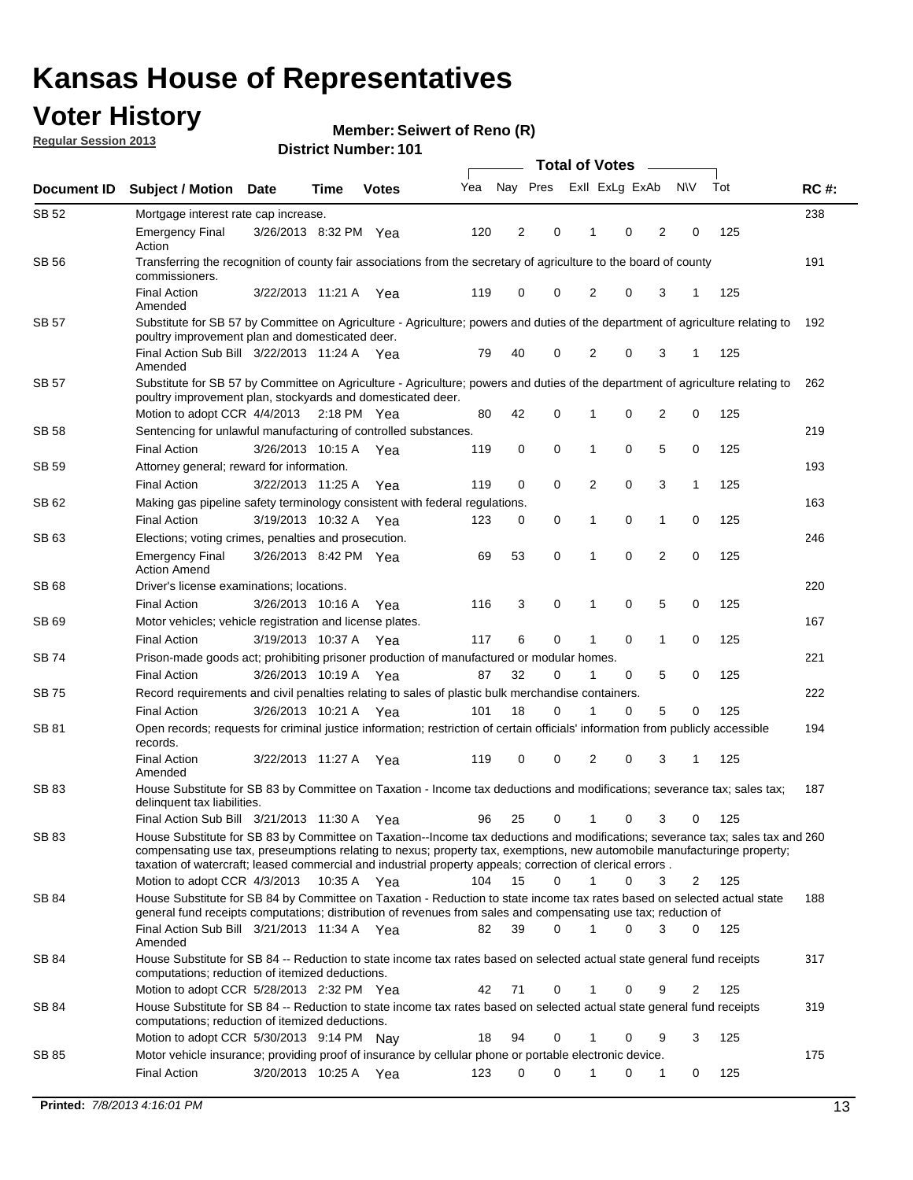# Kansas House of Representatives

## Voter History

**Regular Session 2013**

**Member: Seiwert of Reno (R)**

**District Number: 101**

| Document ID | Subject / Motion | Date | Time | Votes | Yea | Nay | Pres | ExII | ExLg | ExAb | N\V | Tot | RC #: |
|---|---|---|---|---|---|---|---|---|---|---|---|---|---|
| SB 52 | Mortgage interest rate cap increase. | | | | | | | | | | | | 238 |
| | Emergency Final Action | 3/26/2013 | 8:32 PM | Yea | 120 | 2 | 0 | 1 | 0 | 2 | 0 | 125 | |
| SB 56 | Transferring the recognition of county fair associations from the secretary of agriculture to the board of county commissioners. | | | | | | | | | | | | 191 |
| | Final Action Amended | 3/22/2013 | 11:21 A | Yea | 119 | 0 | 0 | 2 | 0 | 3 | 1 | 125 | |
| SB 57 | Substitute for SB 57 by Committee on Agriculture - Agriculture; powers and duties of the department of agriculture relating to poultry improvement plan and domesticated deer. | | | | | | | | | | | | 192 |
| | Final Action Sub Bill Amended | 3/22/2013 | 11:24 A | Yea | 79 | 40 | 0 | 2 | 0 | 3 | 1 | 125 | |
| SB 57 | Substitute for SB 57 by Committee on Agriculture - Agriculture; powers and duties of the department of agriculture relating to poultry improvement plan, stockyards and domesticated deer. | | | | | | | | | | | | 262 |
| | Motion to adopt CCR | 4/4/2013 | 2:18 PM | Yea | 80 | 42 | 0 | 1 | 0 | 2 | 0 | 125 | |
| SB 58 | Sentencing for unlawful manufacturing of controlled substances. | | | | | | | | | | | | 219 |
| | Final Action | 3/26/2013 | 10:15 A | Yea | 119 | 0 | 0 | 1 | 0 | 5 | 0 | 125 | |
| SB 59 | Attorney general; reward for information. | | | | | | | | | | | | 193 |
| | Final Action | 3/22/2013 | 11:25 A | Yea | 119 | 0 | 0 | 2 | 0 | 3 | 1 | 125 | |
| SB 62 | Making gas pipeline safety terminology consistent with federal regulations. | | | | | | | | | | | | 163 |
| | Final Action | 3/19/2013 | 10:32 A | Yea | 123 | 0 | 0 | 1 | 0 | 1 | 0 | 125 | |
| SB 63 | Elections; voting crimes, penalties and prosecution. | | | | | | | | | | | | 246 |
| | Emergency Final Action Amend | 3/26/2013 | 8:42 PM | Yea | 69 | 53 | 0 | 1 | 0 | 2 | 0 | 125 | |
| SB 68 | Driver's license examinations; locations. | | | | | | | | | | | | 220 |
| | Final Action | 3/26/2013 | 10:16 A | Yea | 116 | 3 | 0 | 1 | 0 | 5 | 0 | 125 | |
| SB 69 | Motor vehicles; vehicle registration and license plates. | | | | | | | | | | | | 167 |
| | Final Action | 3/19/2013 | 10:37 A | Yea | 117 | 6 | 0 | 1 | 0 | 1 | 0 | 125 | |
| SB 74 | Prison-made goods act; prohibiting prisoner production of manufactured or modular homes. | | | | | | | | | | | | 221 |
| | Final Action | 3/26/2013 | 10:19 A | Yea | 87 | 32 | 0 | 1 | 0 | 5 | 0 | 125 | |
| SB 75 | Record requirements and civil penalties relating to sales of plastic bulk merchandise containers. | | | | | | | | | | | | 222 |
| | Final Action | 3/26/2013 | 10:21 A | Yea | 101 | 18 | 0 | 1 | 0 | 5 | 0 | 125 | |
| SB 81 | Open records; requests for criminal justice information; restriction of certain officials' information from publicly accessible records. | | | | | | | | | | | | 194 |
| | Final Action Amended | 3/22/2013 | 11:27 A | Yea | 119 | 0 | 0 | 2 | 0 | 3 | 1 | 125 | |
| SB 83 | House Substitute for SB 83 by Committee on Taxation - Income tax deductions and modifications; severance tax; sales tax; delinquent tax liabilities. | | | | | | | | | | | | 187 |
| | Final Action Sub Bill | 3/21/2013 | 11:30 A | Yea | 96 | 25 | 0 | 1 | 0 | 3 | 0 | 125 | |
| SB 83 | House Substitute for SB 83 by Committee on Taxation--Income tax deductions and modifications; severance tax; sales tax and compensating use tax, preseumptions relating to nexus; property tax, exemptions, new automobile manufacturinge property; taxation of watercraft; leased commercial and industrial property appeals; correction of clerical errors . | | | | | | | | | | | | 260 |
| | Motion to adopt CCR | 4/3/2013 | 10:35 A | Yea | 104 | 15 | 0 | 1 | 0 | 3 | 2 | 125 | |
| SB 84 | House Substitute for SB 84 by Committee on Taxation - Reduction to state income tax rates based on selected actual state general fund receipts computations; distribution of revenues from sales and compensating use tax; reduction of | | | | | | | | | | | | 188 |
| | Final Action Sub Bill Amended | 3/21/2013 | 11:34 A | Yea | 82 | 39 | 0 | 1 | 0 | 3 | 0 | 125 | |
| SB 84 | House Substitute for SB 84 -- Reduction to state income tax rates based on selected actual state general fund receipts computations; reduction of itemized deductions. | | | | | | | | | | | | 317 |
| | Motion to adopt CCR | 5/28/2013 | 2:32 PM | Yea | 42 | 71 | 0 | 1 | 0 | 9 | 2 | 125 | |
| SB 84 | House Substitute for SB 84 -- Reduction to state income tax rates based on selected actual state general fund receipts computations; reduction of itemized deductions. | | | | | | | | | | | | 319 |
| | Motion to adopt CCR | 5/30/2013 | 9:14 PM | Nay | 18 | 94 | 0 | 1 | 0 | 9 | 3 | 125 | |
| SB 85 | Motor vehicle insurance; providing proof of insurance by cellular phone or portable electronic device. | | | | | | | | | | | | 175 |
| | Final Action | 3/20/2013 | 10:25 A | Yea | 123 | 0 | 0 | 1 | 0 | 1 | 0 | 125 | |

**Printed:** *7/8/2013 4:16:01 PM*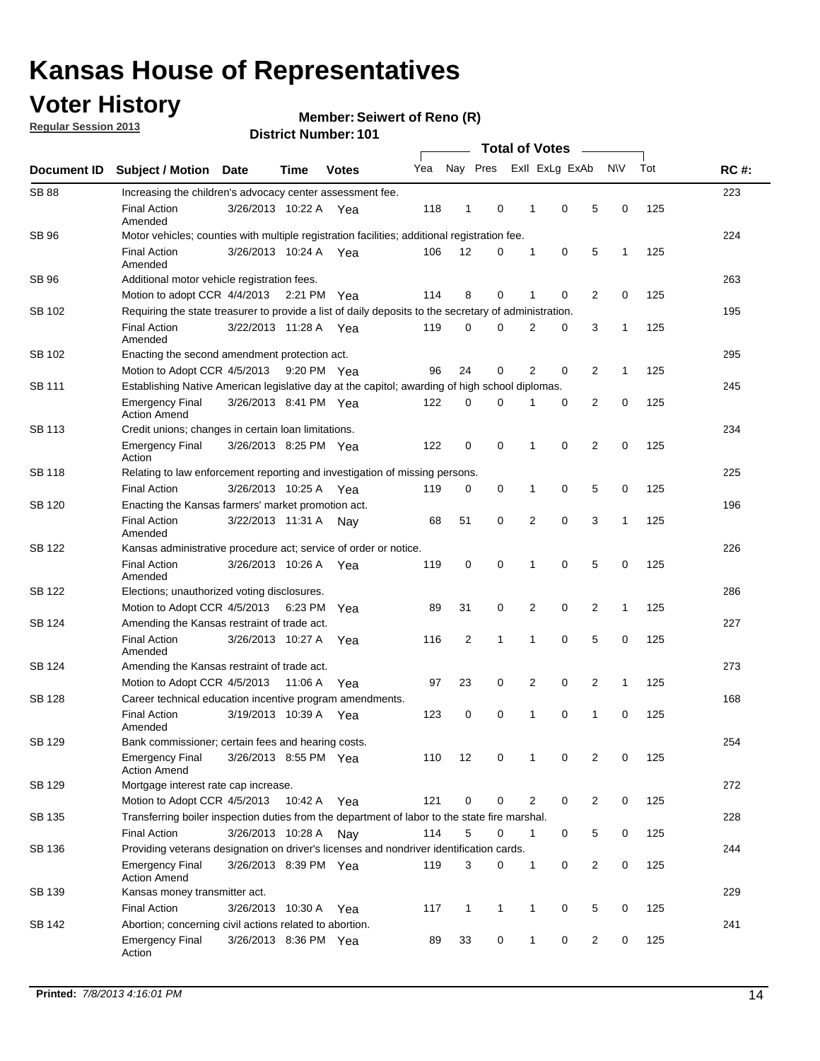# Kansas House of Representatives

## Voter History

**Regular Session 2013**

**Member: Seiwert of Reno (R)**

**District Number: 101**

| Document ID | Subject / Motion | Date | Time | Votes | Yea | Nay | Pres | ExII | ExLg | ExAb | N\V | Tot | RC #: |
|---|---|---|---|---|---|---|---|---|---|---|---|---|---|
| SB 88 | Increasing the children's advocacy center assessment fee. | | | | | | | | | | | | 223 |
| | Final Action Amended | 3/26/2013 | 10:22 A | Yea | 118 | 1 | 0 | 1 | 0 | 5 | 0 | 125 | |
| SB 96 | Motor vehicles; counties with multiple registration facilities; additional registration fee. | | | | | | | | | | | | 224 |
| | Final Action Amended | 3/26/2013 | 10:24 A | Yea | 106 | 12 | 0 | 1 | 0 | 5 | 1 | 125 | |
| SB 96 | Additional motor vehicle registration fees. | | | | | | | | | | | | 263 |
| | Motion to adopt CCR | 4/4/2013 | 2:21 PM | Yea | 114 | 8 | 0 | 1 | 0 | 2 | 0 | 125 | |
| SB 102 | Requiring the state treasurer to provide a list of daily deposits to the secretary of administration. | | | | | | | | | | | | 195 |
| | Final Action Amended | 3/22/2013 | 11:28 A | Yea | 119 | 0 | 0 | 2 | 0 | 3 | 1 | 125 | |
| SB 102 | Enacting the second amendment protection act. | | | | | | | | | | | | 295 |
| | Motion to Adopt CCR | 4/5/2013 | 9:20 PM | Yea | 96 | 24 | 0 | 2 | 0 | 2 | 1 | 125 | |
| SB 111 | Establishing Native American legislative day at the capitol; awarding of high school diplomas. | | | | | | | | | | | | 245 |
| | Emergency Final Action Amend | 3/26/2013 | 8:41 PM | Yea | 122 | 0 | 0 | 1 | 0 | 2 | 0 | 125 | |
| SB 113 | Credit unions; changes in certain loan limitations. | | | | | | | | | | | | 234 |
| | Emergency Final Action | 3/26/2013 | 8:25 PM | Yea | 122 | 0 | 0 | 1 | 0 | 2 | 0 | 125 | |
| SB 118 | Relating to law enforcement reporting and investigation of missing persons. | | | | | | | | | | | | 225 |
| | Final Action | 3/26/2013 | 10:25 A | Yea | 119 | 0 | 0 | 1 | 0 | 5 | 0 | 125 | |
| SB 120 | Enacting the Kansas farmers' market promotion act. | | | | | | | | | | | | 196 |
| | Final Action Amended | 3/22/2013 | 11:31 A | Nay | 68 | 51 | 0 | 2 | 0 | 3 | 1 | 125 | |
| SB 122 | Kansas administrative procedure act; service of order or notice. | | | | | | | | | | | | 226 |
| | Final Action Amended | 3/26/2013 | 10:26 A | Yea | 119 | 0 | 0 | 1 | 0 | 5 | 0 | 125 | |
| SB 122 | Elections; unauthorized voting disclosures. | | | | | | | | | | | | 286 |
| | Motion to Adopt CCR | 4/5/2013 | 6:23 PM | Yea | 89 | 31 | 0 | 2 | 0 | 2 | 1 | 125 | |
| SB 124 | Amending the Kansas restraint of trade act. | | | | | | | | | | | | 227 |
| | Final Action Amended | 3/26/2013 | 10:27 A | Yea | 116 | 2 | 1 | 1 | 0 | 5 | 0 | 125 | |
| SB 124 | Amending the Kansas restraint of trade act. | | | | | | | | | | | | 273 |
| | Motion to Adopt CCR | 4/5/2013 | 11:06 A | Yea | 97 | 23 | 0 | 2 | 0 | 2 | 1 | 125 | |
| SB 128 | Career technical education incentive program amendments. | | | | | | | | | | | | 168 |
| | Final Action Amended | 3/19/2013 | 10:39 A | Yea | 123 | 0 | 0 | 1 | 0 | 1 | 0 | 125 | |
| SB 129 | Bank commissioner; certain fees and hearing costs. | | | | | | | | | | | | 254 |
| | Emergency Final Action Amend | 3/26/2013 | 8:55 PM | Yea | 110 | 12 | 0 | 1 | 0 | 2 | 0 | 125 | |
| SB 129 | Mortgage interest rate cap increase. | | | | | | | | | | | | 272 |
| | Motion to Adopt CCR | 4/5/2013 | 10:42 A | Yea | 121 | 0 | 0 | 2 | 0 | 2 | 0 | 125 | |
| SB 135 | Transferring boiler inspection duties from the department of labor to the state fire marshal. | | | | | | | | | | | | 228 |
| | Final Action | 3/26/2013 | 10:28 A | Nay | 114 | 5 | 0 | 1 | 0 | 5 | 0 | 125 | |
| SB 136 | Providing veterans designation on driver's licenses and nondriver identification cards. | | | | | | | | | | | | 244 |
| | Emergency Final Action Amend | 3/26/2013 | 8:39 PM | Yea | 119 | 3 | 0 | 1 | 0 | 2 | 0 | 125 | |
| SB 139 | Kansas money transmitter act. | | | | | | | | | | | | 229 |
| | Final Action | 3/26/2013 | 10:30 A | Yea | 117 | 1 | 1 | 1 | 0 | 5 | 0 | 125 | |
| SB 142 | Abortion; concerning civil actions related to abortion. | | | | | | | | | | | | 241 |
| | Emergency Final Action | 3/26/2013 | 8:36 PM | Yea | 89 | 33 | 0 | 1 | 0 | 2 | 0 | 125 | |

**Printed:** *7/8/2013 4:16:01 PM*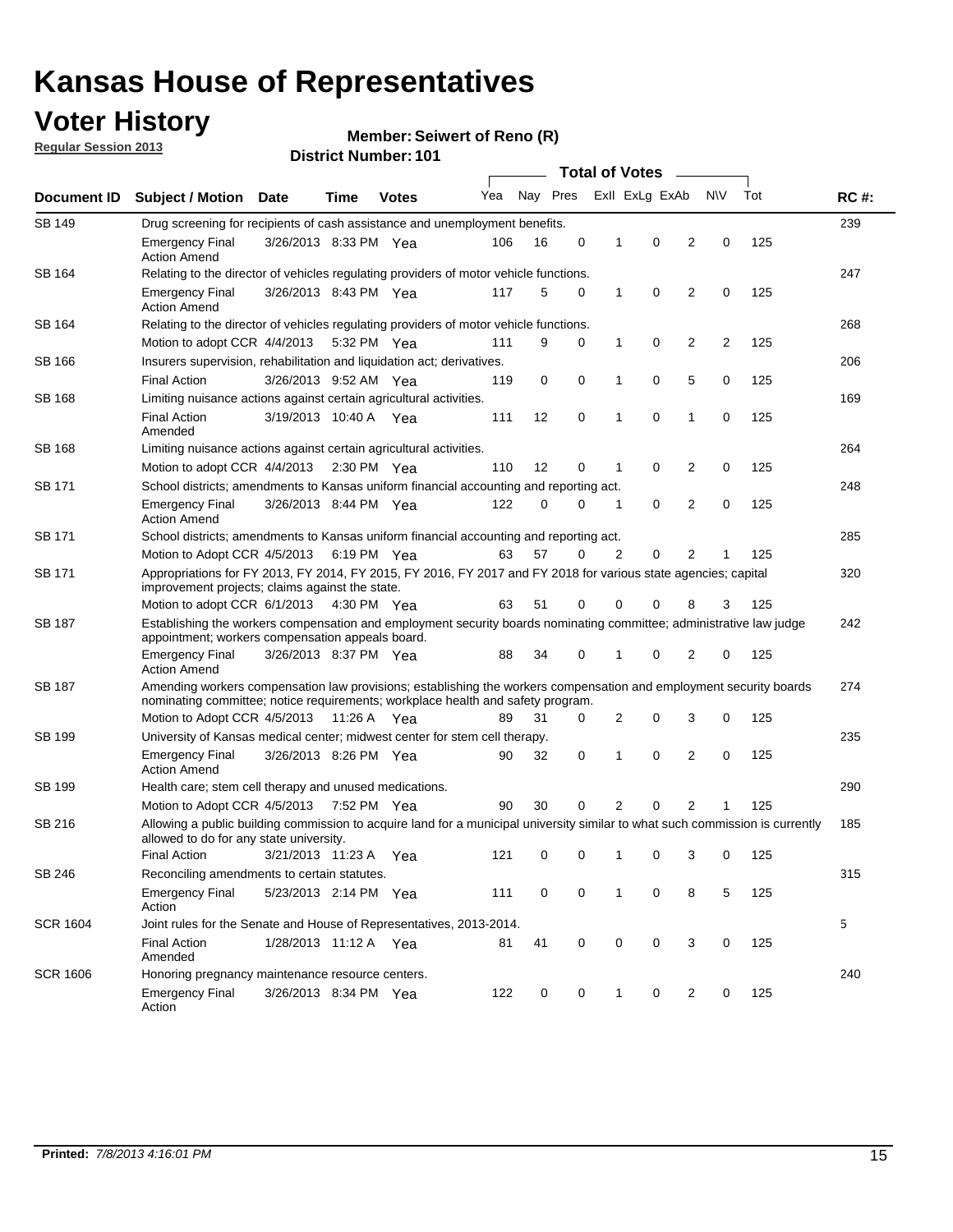# Kansas House of Representatives

## Voter History

**Regular Session 2013**

**Member: Seiwert of Reno (R)**

**District Number: 101**

| Document ID | Subject / Motion | Date | Time | Votes | Yea | Nay | Pres | ExII | ExLg | ExAb | N\V | Tot | RC #: |
|---|---|---|---|---|---|---|---|---|---|---|---|---|---|
| SB 149 | Drug screening for recipients of cash assistance and unemployment benefits. | | | | | | | | | | | | 239 |
| | Emergency Final Action Amend | 3/26/2013 | 8:33 PM | Yea | 106 | 16 | 0 | 1 | 0 | 2 | 0 | 125 | |
| SB 164 | Relating to the director of vehicles regulating providers of motor vehicle functions. | | | | | | | | | | | | 247 |
| | Emergency Final Action Amend | 3/26/2013 | 8:43 PM | Yea | 117 | 5 | 0 | 1 | 0 | 2 | 0 | 125 | |
| SB 164 | Relating to the director of vehicles regulating providers of motor vehicle functions. | | | | | | | | | | | | 268 |
| | Motion to adopt CCR | 4/4/2013 | 5:32 PM | Yea | 111 | 9 | 0 | 1 | 0 | 2 | 2 | 125 | |
| SB 166 | Insurers supervision, rehabilitation and liquidation act; derivatives. | | | | | | | | | | | | 206 |
| | Final Action | 3/26/2013 | 9:52 AM | Yea | 119 | 0 | 0 | 1 | 0 | 5 | 0 | 125 | |
| SB 168 | Limiting nuisance actions against certain agricultural activities. | | | | | | | | | | | | 169 |
| | Final Action Amended | 3/19/2013 | 10:40 A | Yea | 111 | 12 | 0 | 1 | 0 | 1 | 0 | 125 | |
| SB 168 | Limiting nuisance actions against certain agricultural activities. | | | | | | | | | | | | 264 |
| | Motion to adopt CCR | 4/4/2013 | 2:30 PM | Yea | 110 | 12 | 0 | 1 | 0 | 2 | 0 | 125 | |
| SB 171 | School districts; amendments to Kansas uniform financial accounting and reporting act. | | | | | | | | | | | | 248 |
| | Emergency Final Action Amend | 3/26/2013 | 8:44 PM | Yea | 122 | 0 | 0 | 1 | 0 | 2 | 0 | 125 | |
| SB 171 | School districts; amendments to Kansas uniform financial accounting and reporting act. | | | | | | | | | | | | 285 |
| | Motion to Adopt CCR | 4/5/2013 | 6:19 PM | Yea | 63 | 57 | 0 | 2 | 0 | 2 | 1 | 125 | |
| SB 171 | Appropriations for FY 2013, FY 2014, FY 2015, FY 2016, FY 2017 and FY 2018 for various state agencies; capital improvement projects; claims against the state. | | | | | | | | | | | | 320 |
| | Motion to adopt CCR | 6/1/2013 | 4:30 PM | Yea | 63 | 51 | 0 | 0 | 0 | 8 | 3 | 125 | |
| SB 187 | Establishing the workers compensation and employment security boards nominating committee; administrative law judge appointment; workers compensation appeals board. | | | | | | | | | | | | 242 |
| | Emergency Final Action Amend | 3/26/2013 | 8:37 PM | Yea | 88 | 34 | 0 | 1 | 0 | 2 | 0 | 125 | |
| SB 187 | Amending workers compensation law provisions; establishing the workers compensation and employment security boards nominating committee; notice requirements; workplace health and safety program. | | | | | | | | | | | | 274 |
| | Motion to Adopt CCR | 4/5/2013 | 11:26 A | Yea | 89 | 31 | 0 | 2 | 0 | 3 | 0 | 125 | |
| SB 199 | University of Kansas medical center; midwest center for stem cell therapy. | | | | | | | | | | | | 235 |
| | Emergency Final Action Amend | 3/26/2013 | 8:26 PM | Yea | 90 | 32 | 0 | 1 | 0 | 2 | 0 | 125 | |
| SB 199 | Health care; stem cell therapy and unused medications. | | | | | | | | | | | | 290 |
| | Motion to Adopt CCR | 4/5/2013 | 7:52 PM | Yea | 90 | 30 | 0 | 2 | 0 | 2 | 1 | 125 | |
| SB 216 | Allowing a public building commission to acquire land for a municipal university similar to what such commission is currently allowed to do for any state university. | | | | | | | | | | | | 185 |
| | Final Action | 3/21/2013 | 11:23 A | Yea | 121 | 0 | 0 | 1 | 0 | 3 | 0 | 125 | |
| SB 246 | Reconciling amendments to certain statutes. | | | | | | | | | | | | 315 |
| | Emergency Final Action | 5/23/2013 | 2:14 PM | Yea | 111 | 0 | 0 | 1 | 0 | 8 | 5 | 125 | |
| SCR 1604 | Joint rules for the Senate and House of Representatives, 2013-2014. | | | | | | | | | | | | 5 |
| | Final Action Amended | 1/28/2013 | 11:12 A | Yea | 81 | 41 | 0 | 0 | 0 | 3 | 0 | 125 | |
| SCR 1606 | Honoring pregnancy maintenance resource centers. | | | | | | | | | | | | 240 |
| | Emergency Final Action | 3/26/2013 | 8:34 PM | Yea | 122 | 0 | 0 | 1 | 0 | 2 | 0 | 125 | |

**Printed:** *7/8/2013 4:16:01 PM*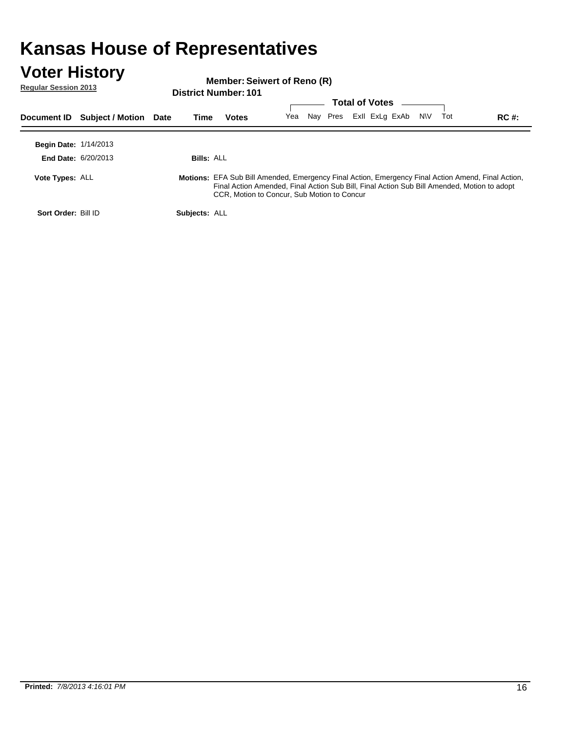# Kansas House of Representatives

## Voter History

**Regular Session 2013**

**Member: Seiwert of Reno (R)**

**District Number: 101**

| Document ID | Subject / Motion | Date | Time | Votes | Yea | Nay | Pres | ExII | ExLg | ExAb | N\V | Tot | RC #: |
|---|---|---|---|---|---|---|---|---|---|---|---|---|---|

(Yea, Nay, Pres, ExII, ExLg, ExAb, N\V, Tot: Total of Votes)

**Begin Date:** 1/14/2013

**End Date:** 6/20/2013

**Bills:** ALL

**Vote Types:** ALL

**Motions:** EFA Sub Bill Amended, Emergency Final Action, Emergency Final Action Amend, Final Action, Final Action Amended, Final Action Sub Bill, Final Action Sub Bill Amended, Motion to adopt CCR, Motion to Concur, Sub Motion to Concur

**Sort Order:** Bill ID

**Subjects:** ALL

**Printed:** *7/8/2013 4:16:01 PM*